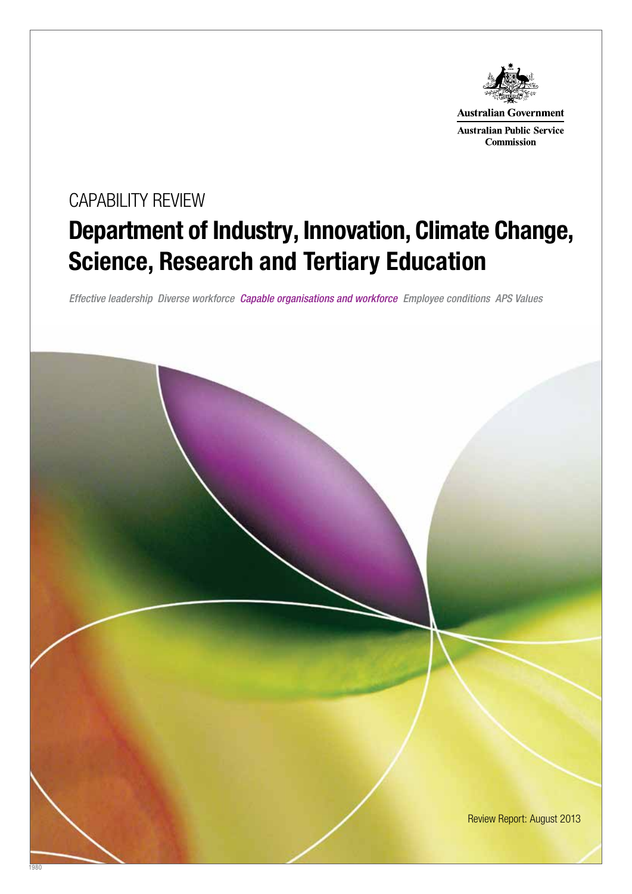Australian Government

Australian Public Service Commission

CAPABILITY REVIEW

# Department of Industry, Innovation, Climate Change, Science, Research and Tertiary Education

*Effective leadership Diverse workforce Capable organisations and workforce Employee conditions APS Values*

Review Report: August 2013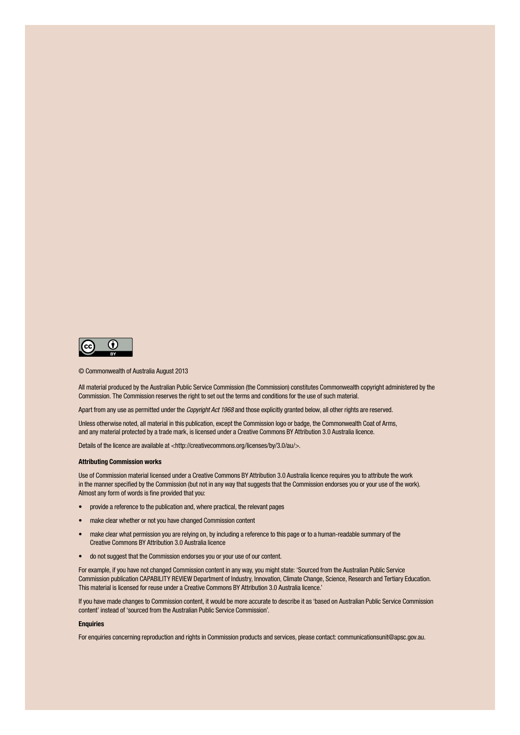© Commonwealth of Australia August 2013

All material produced by the Australian Public Service Commission (the Commission) constitutes Commonwealth copyright administered by the Commission. The Commission reserves the right to set out the terms and conditions for the use of such material.

Apart from any use as permitted under the *Copyright Act 1968* and those explicitly granted below, all other rights are reserved.

Unless otherwise noted, all material in this publication, except the Commission logo or badge, the Commonwealth Coat of Arms, and any material protected by a trade mark, is licensed under a Creative Commons BY Attribution 3.0 Australia licence.

Details of the licence are available at <http://creativecommons.org/licenses/by/3.0/au/>.

**Attributing Commission works**

Use of Commission material licensed under a Creative Commons BY Attribution 3.0 Australia licence requires you to attribute the work in the manner specified by the Commission (but not in any way that suggests that the Commission endorses you or your use of the work). Almost any form of words is fine provided that you:

- provide a reference to the publication and, where practical, the relevant pages
- make clear whether or not you have changed Commission content
- make clear what permission you are relying on, by including a reference to this page or to a human-readable summary of the Creative Commons BY Attribution 3.0 Australia licence
- do not suggest that the Commission endorses you or your use of our content.

For example, if you have not changed Commission content in any way, you might state: 'Sourced from the Australian Public Service Commission publication CAPABILITY REVIEW Department of Industry, Innovation, Climate Change, Science, Research and Tertiary Education. This material is licensed for reuse under a Creative Commons BY Attribution 3.0 Australia licence.'

If you have made changes to Commission content, it would be more accurate to describe it as 'based on Australian Public Service Commission content' instead of 'sourced from the Australian Public Service Commission'.

**Enquiries**

For enquiries concerning reproduction and rights in Commission products and services, please contact: communicationsunit@apsc.gov.au.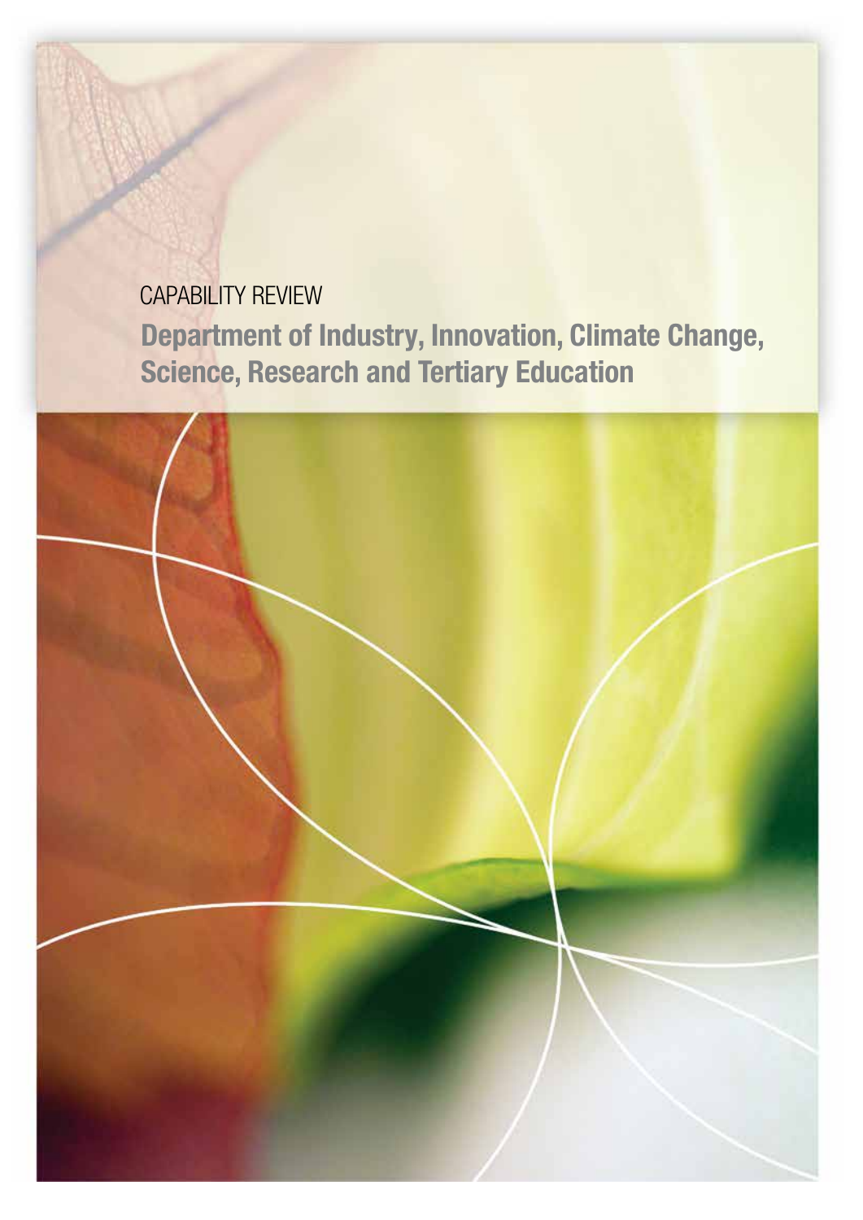CAPABILITY REVIEW

# Department of Industry, Innovation, Climate Change, Science, Research and Tertiary Education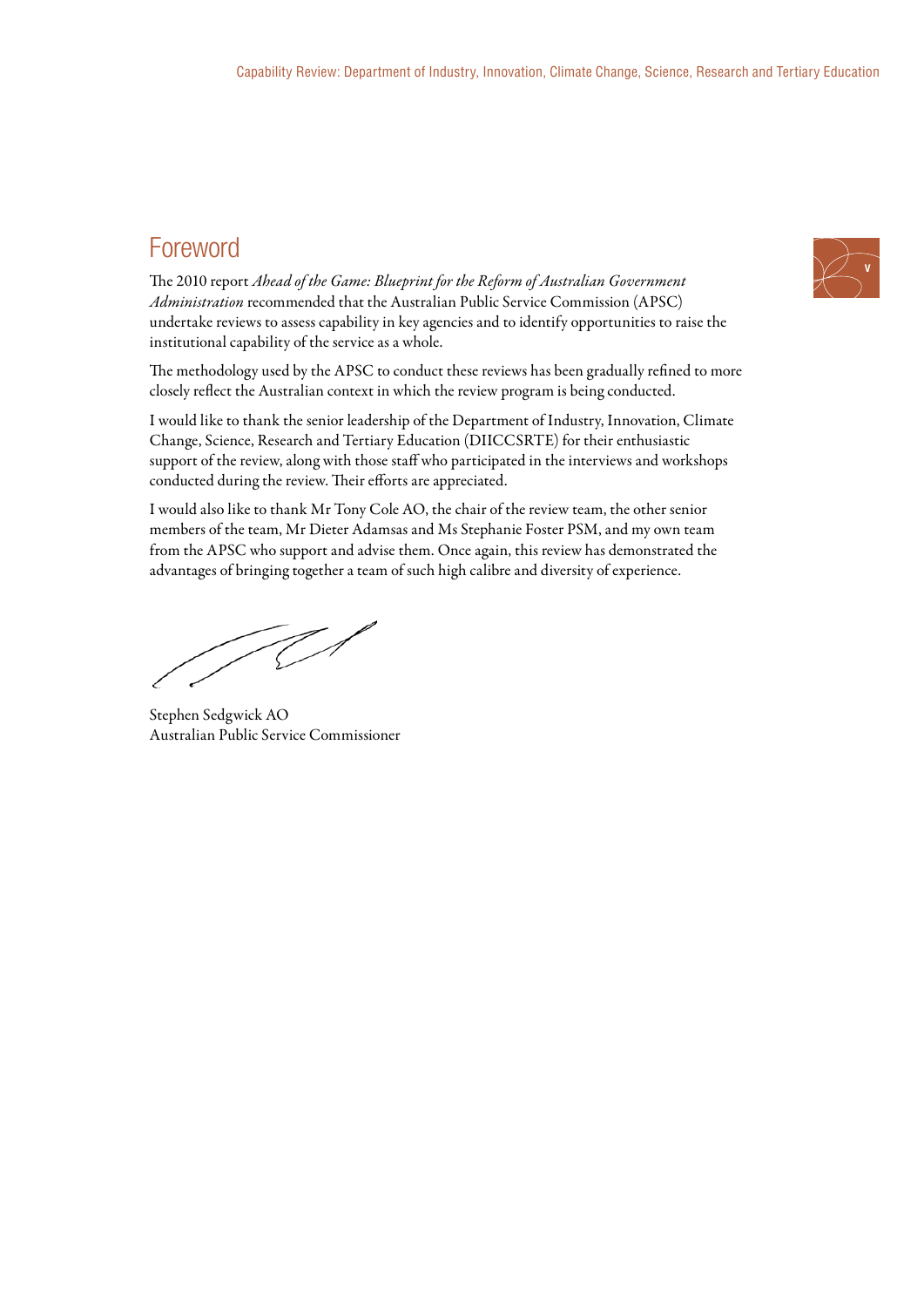## Foreword

The 2010 report *Ahead of the Game: Blueprint for the Reform of Australian Government Administration* recommended that the Australian Public Service Commission (APSC) undertake reviews to assess capability in key agencies and to identify opportunities to raise the institutional capability of the service as a whole.

The methodology used by the APSC to conduct these reviews has been gradually refined to more closely reflect the Australian context in which the review program is being conducted.

I would like to thank the senior leadership of the Department of Industry, Innovation, Climate Change, Science, Research and Tertiary Education (DIICCSRTE) for their enthusiastic support of the review, along with those staff who participated in the interviews and workshops conducted during the review. Their efforts are appreciated.

I would also like to thank Mr Tony Cole AO, the chair of the review team, the other senior members of the team, Mr Dieter Adamsas and Ms Stephanie Foster PSM, and my own team from the APSC who support and advise them. Once again, this review has demonstrated the advantages of bringing together a team of such high calibre and diversity of experience.

Stephen Sedgwick AO
Australian Public Service Commissioner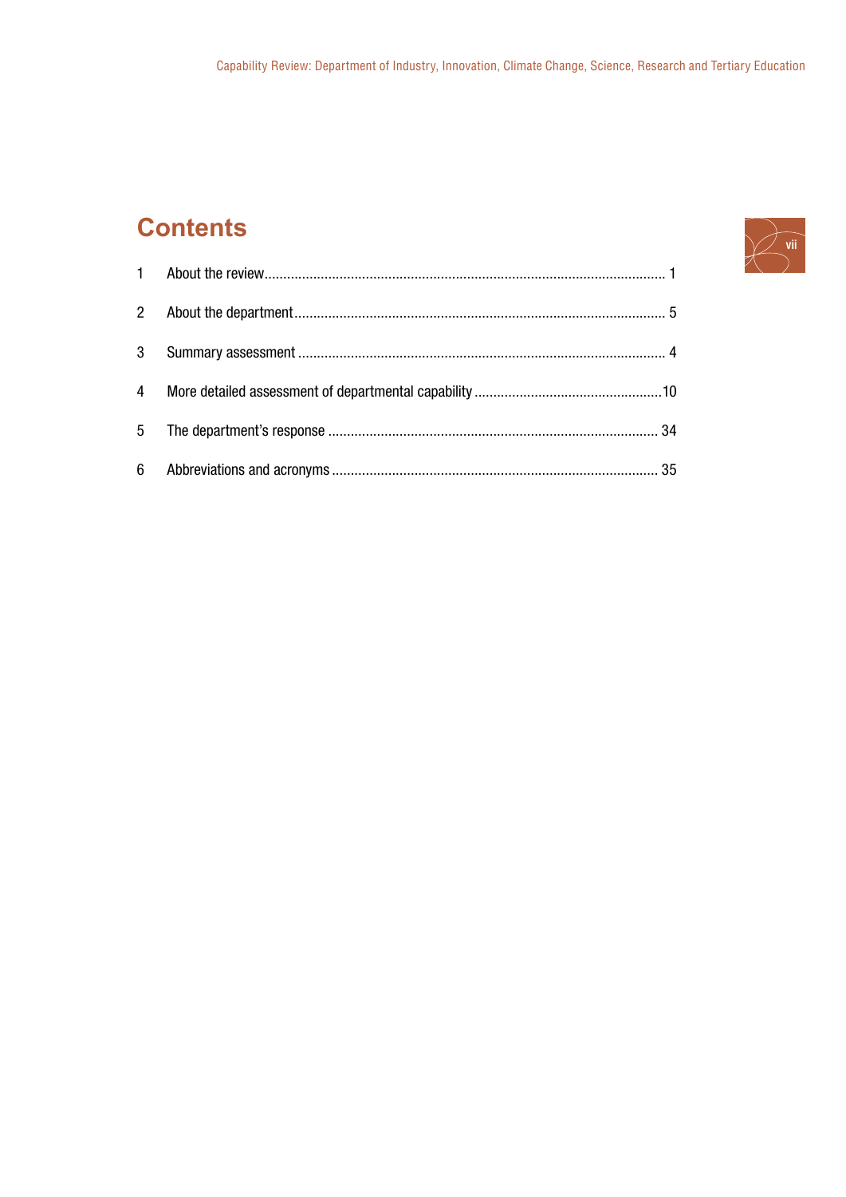# Contents

1 About the review .......................................................................................................... 1

2 About the department................................................................................................... 5

3 Summary assessment .................................................................................................. 4

4 More detailed assessment of departmental capability ..................................................10

5 The department's response ........................................................................................ 34

6 Abbreviations and acronyms ....................................................................................... 35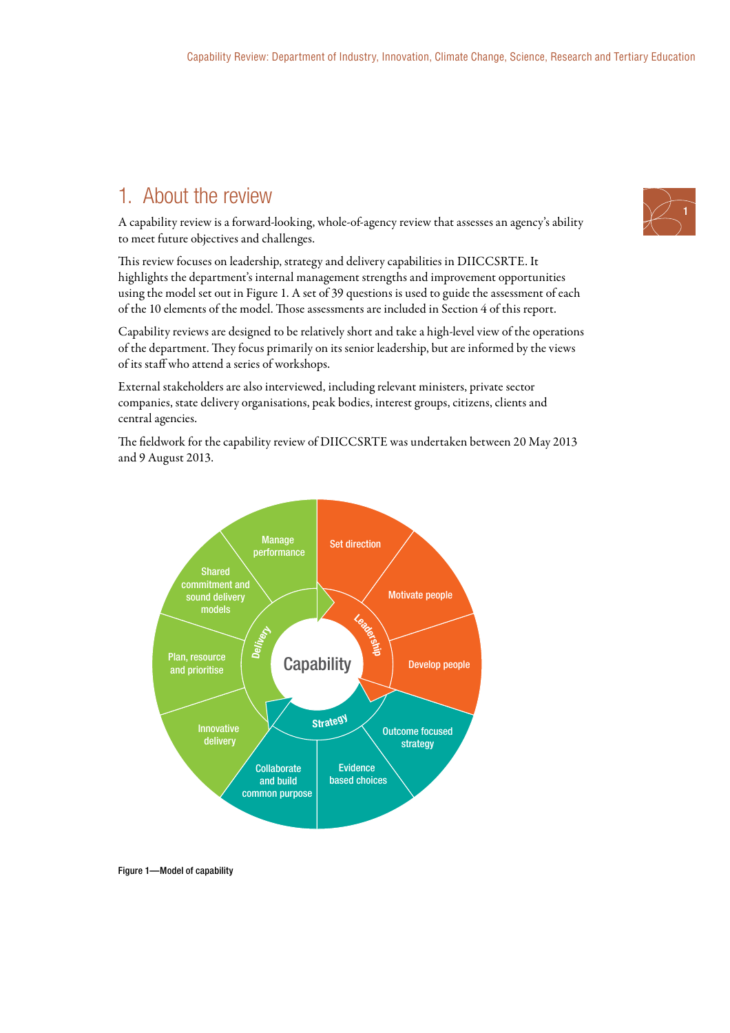# 1. About the review

A capability review is a forward-looking, whole-of-agency review that assesses an agency's ability to meet future objectives and challenges.

This review focuses on leadership, strategy and delivery capabilities in DIICCSRTE. It highlights the department's internal management strengths and improvement opportunities using the model set out in Figure 1. A set of 39 questions is used to guide the assessment of each of the 10 elements of the model. Those assessments are included in Section 4 of this report.

Capability reviews are designed to be relatively short and take a high-level view of the operations of the department. They focus primarily on its senior leadership, but are informed by the views of its staff who attend a series of workshops.

External stakeholders are also interviewed, including relevant ministers, private sector companies, state delivery organisations, peak bodies, interest groups, citizens, clients and central agencies.

The fieldwork for the capability review of DIICCSRTE was undertaken between 20 May 2013 and 9 August 2013.

Capability

Leadership: Set direction; Motivate people; Develop people

Strategy: Outcome focused strategy; Evidence based choices; Collaborate and build common purpose

Delivery: Innovative delivery; Plan, resource and prioritise; Shared commitment and sound delivery models; Manage performance

Figure 1—Model of capability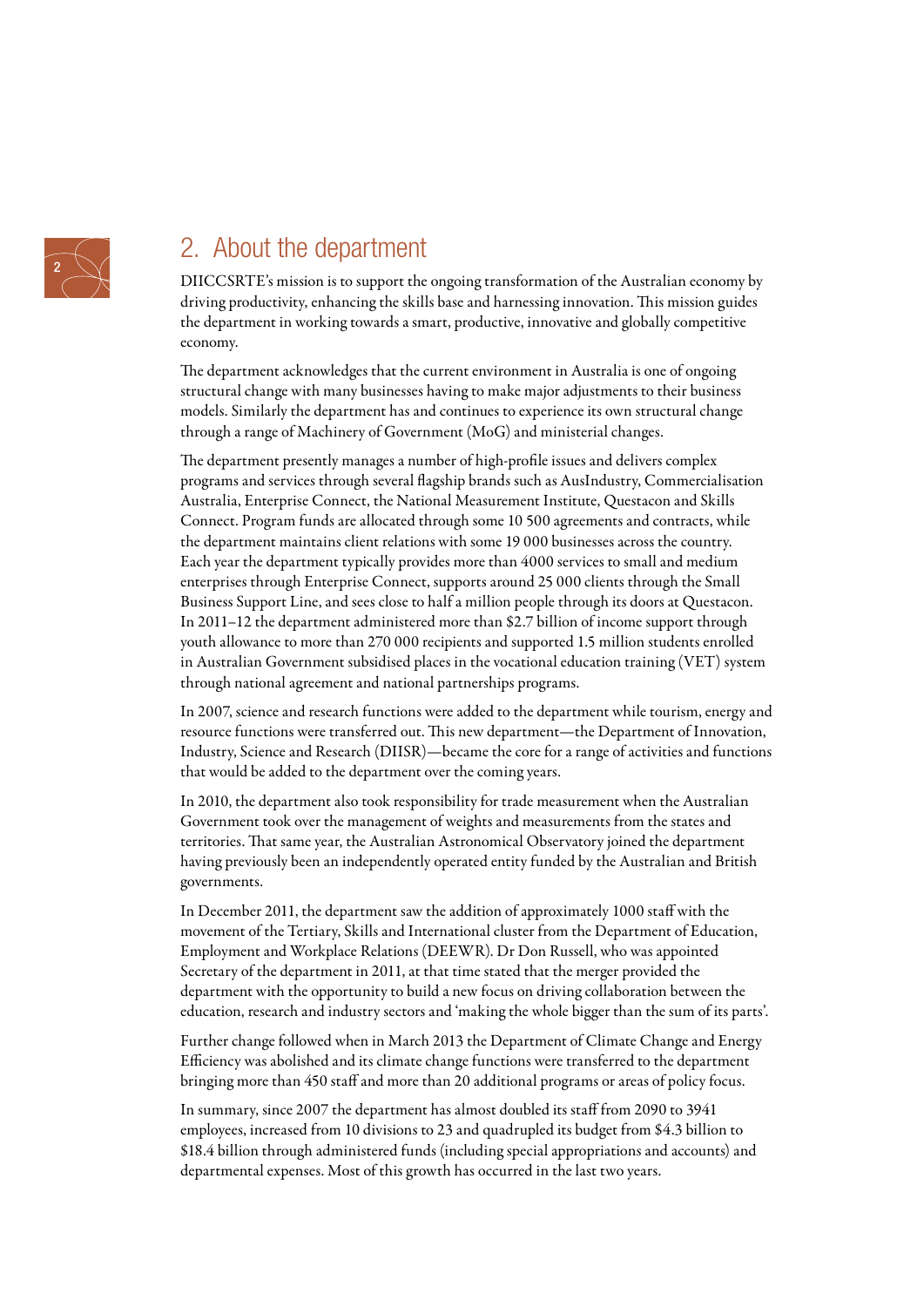## 2. About the department

DIICCSRTE's mission is to support the ongoing transformation of the Australian economy by driving productivity, enhancing the skills base and harnessing innovation. This mission guides the department in working towards a smart, productive, innovative and globally competitive economy.

The department acknowledges that the current environment in Australia is one of ongoing structural change with many businesses having to make major adjustments to their business models. Similarly the department has and continues to experience its own structural change through a range of Machinery of Government (MoG) and ministerial changes.

The department presently manages a number of high-profile issues and delivers complex programs and services through several flagship brands such as AusIndustry, Commercialisation Australia, Enterprise Connect, the National Measurement Institute, Questacon and Skills Connect. Program funds are allocated through some 10 500 agreements and contracts, while the department maintains client relations with some 19 000 businesses across the country. Each year the department typically provides more than 4000 services to small and medium enterprises through Enterprise Connect, supports around 25 000 clients through the Small Business Support Line, and sees close to half a million people through its doors at Questacon. In 2011–12 the department administered more than $2.7 billion of income support through youth allowance to more than 270 000 recipients and supported 1.5 million students enrolled in Australian Government subsidised places in the vocational education training (VET) system through national agreement and national partnerships programs.

In 2007, science and research functions were added to the department while tourism, energy and resource functions were transferred out. This new department—the Department of Innovation, Industry, Science and Research (DIISR)—became the core for a range of activities and functions that would be added to the department over the coming years.

In 2010, the department also took responsibility for trade measurement when the Australian Government took over the management of weights and measurements from the states and territories. That same year, the Australian Astronomical Observatory joined the department having previously been an independently operated entity funded by the Australian and British governments.

In December 2011, the department saw the addition of approximately 1000 staff with the movement of the Tertiary, Skills and International cluster from the Department of Education, Employment and Workplace Relations (DEEWR). Dr Don Russell, who was appointed Secretary of the department in 2011, at that time stated that the merger provided the department with the opportunity to build a new focus on driving collaboration between the education, research and industry sectors and 'making the whole bigger than the sum of its parts'.

Further change followed when in March 2013 the Department of Climate Change and Energy Efficiency was abolished and its climate change functions were transferred to the department bringing more than 450 staff and more than 20 additional programs or areas of policy focus.

In summary, since 2007 the department has almost doubled its staff from 2090 to 3941 employees, increased from 10 divisions to 23 and quadrupled its budget from $4.3 billion to $18.4 billion through administered funds (including special appropriations and accounts) and departmental expenses. Most of this growth has occurred in the last two years.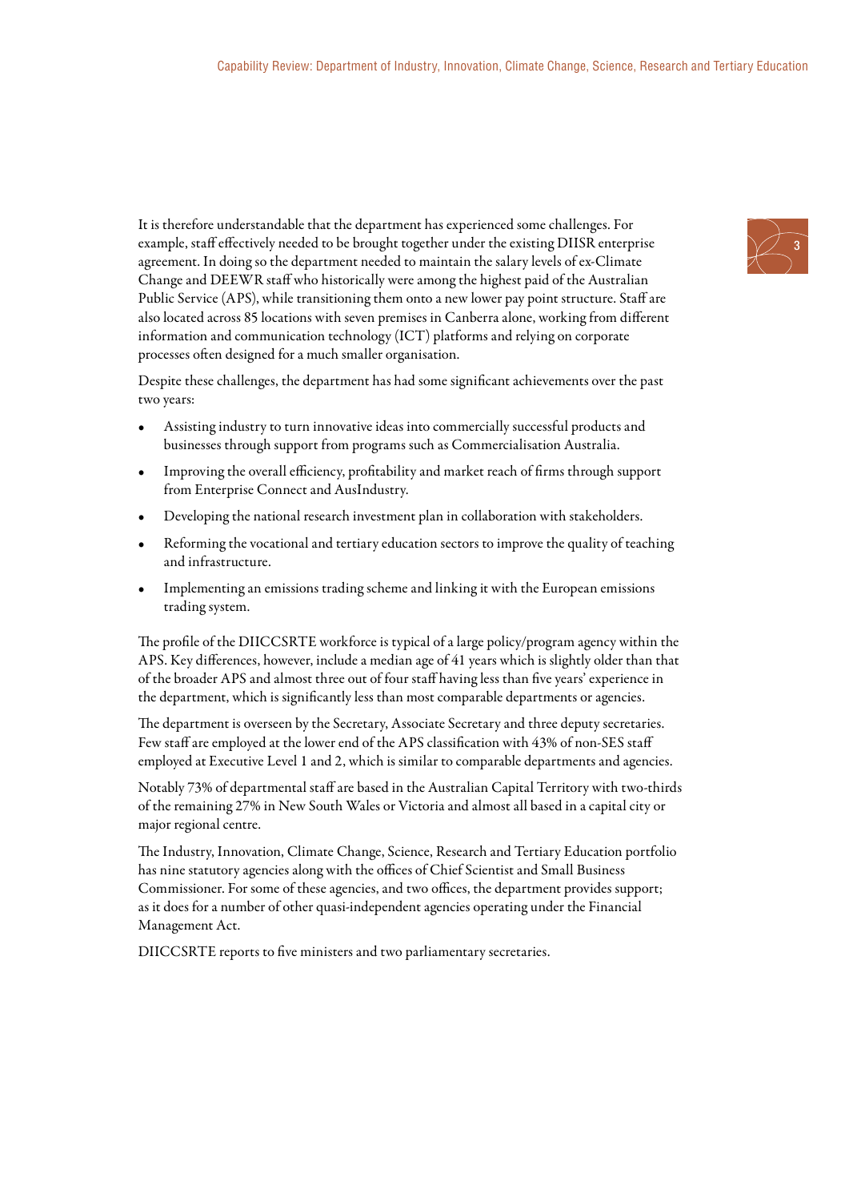It is therefore understandable that the department has experienced some challenges. For example, staff effectively needed to be brought together under the existing DIISR enterprise agreement. In doing so the department needed to maintain the salary levels of ex-Climate Change and DEEWR staff who historically were among the highest paid of the Australian Public Service (APS), while transitioning them onto a new lower pay point structure. Staff are also located across 85 locations with seven premises in Canberra alone, working from different information and communication technology (ICT) platforms and relying on corporate processes often designed for a much smaller organisation.

Despite these challenges, the department has had some significant achievements over the past two years:

- Assisting industry to turn innovative ideas into commercially successful products and businesses through support from programs such as Commercialisation Australia.
- Improving the overall efficiency, profitability and market reach of firms through support from Enterprise Connect and AusIndustry.
- Developing the national research investment plan in collaboration with stakeholders.
- Reforming the vocational and tertiary education sectors to improve the quality of teaching and infrastructure.
- Implementing an emissions trading scheme and linking it with the European emissions trading system.

The profile of the DIICCSRTE workforce is typical of a large policy/program agency within the APS. Key differences, however, include a median age of 41 years which is slightly older than that of the broader APS and almost three out of four staff having less than five years' experience in the department, which is significantly less than most comparable departments or agencies.

The department is overseen by the Secretary, Associate Secretary and three deputy secretaries. Few staff are employed at the lower end of the APS classification with 43% of non-SES staff employed at Executive Level 1 and 2, which is similar to comparable departments and agencies.

Notably 73% of departmental staff are based in the Australian Capital Territory with two-thirds of the remaining 27% in New South Wales or Victoria and almost all based in a capital city or major regional centre.

The Industry, Innovation, Climate Change, Science, Research and Tertiary Education portfolio has nine statutory agencies along with the offices of Chief Scientist and Small Business Commissioner. For some of these agencies, and two offices, the department provides support; as it does for a number of other quasi-independent agencies operating under the Financial Management Act.

DIICCSRTE reports to five ministers and two parliamentary secretaries.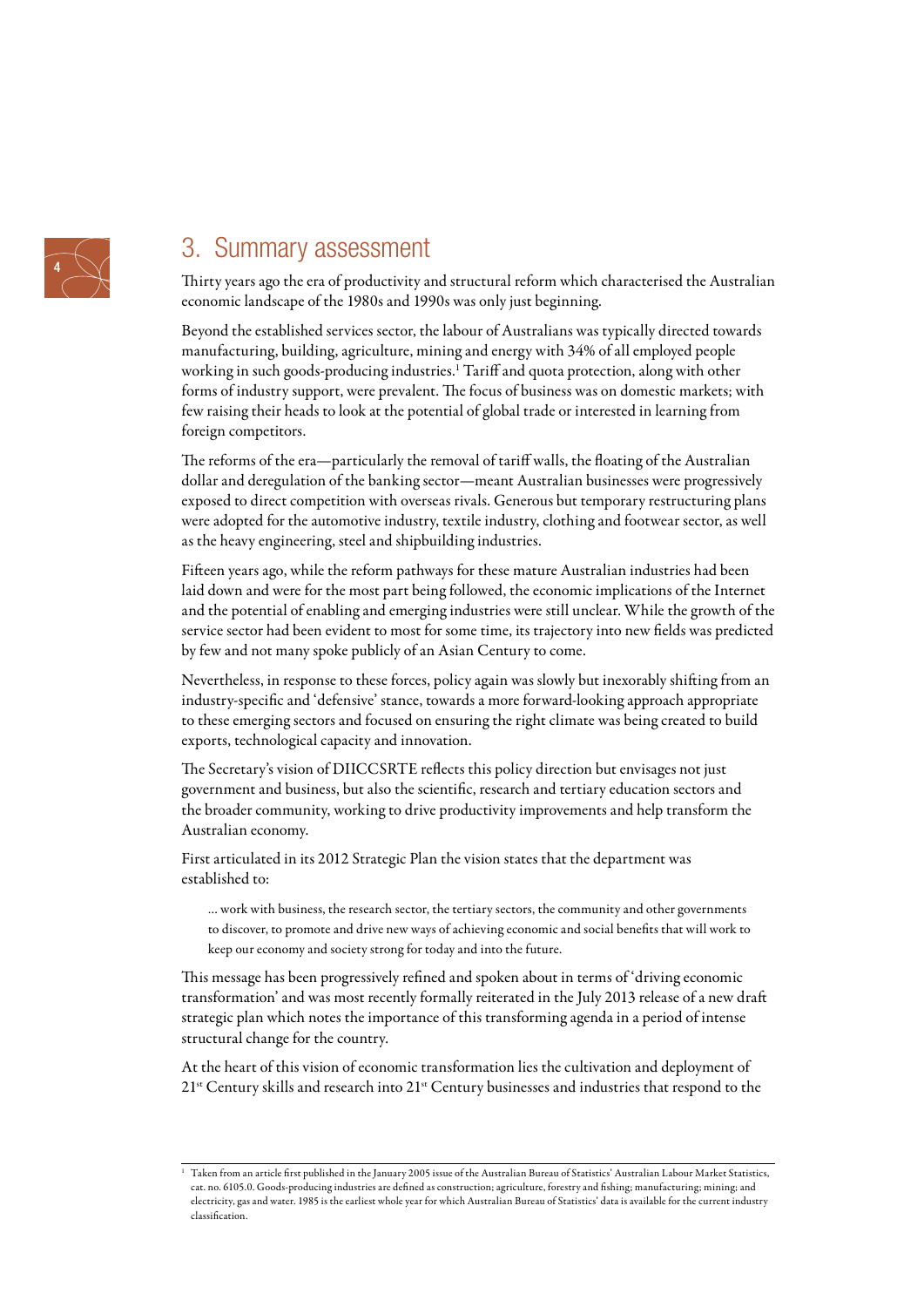## 3. Summary assessment

Thirty years ago the era of productivity and structural reform which characterised the Australian economic landscape of the 1980s and 1990s was only just beginning.

Beyond the established services sector, the labour of Australians was typically directed towards manufacturing, building, agriculture, mining and energy with 34% of all employed people working in such goods-producing industries.[1] Tariff and quota protection, along with other forms of industry support, were prevalent. The focus of business was on domestic markets; with few raising their heads to look at the potential of global trade or interested in learning from foreign competitors.

The reforms of the era—particularly the removal of tariff walls, the floating of the Australian dollar and deregulation of the banking sector—meant Australian businesses were progressively exposed to direct competition with overseas rivals. Generous but temporary restructuring plans were adopted for the automotive industry, textile industry, clothing and footwear sector, as well as the heavy engineering, steel and shipbuilding industries.

Fifteen years ago, while the reform pathways for these mature Australian industries had been laid down and were for the most part being followed, the economic implications of the Internet and the potential of enabling and emerging industries were still unclear. While the growth of the service sector had been evident to most for some time, its trajectory into new fields was predicted by few and not many spoke publicly of an Asian Century to come.

Nevertheless, in response to these forces, policy again was slowly but inexorably shifting from an industry-specific and 'defensive' stance, towards a more forward-looking approach appropriate to these emerging sectors and focused on ensuring the right climate was being created to build exports, technological capacity and innovation.

The Secretary's vision of DIICCSRTE reflects this policy direction but envisages not just government and business, but also the scientific, research and tertiary education sectors and the broader community, working to drive productivity improvements and help transform the Australian economy.

First articulated in its 2012 Strategic Plan the vision states that the department was established to:

> … work with business, the research sector, the tertiary sectors, the community and other governments to discover, to promote and drive new ways of achieving economic and social benefits that will work to keep our economy and society strong for today and into the future.

This message has been progressively refined and spoken about in terms of 'driving economic transformation' and was most recently formally reiterated in the July 2013 release of a new draft strategic plan which notes the importance of this transforming agenda in a period of intense structural change for the country.

At the heart of this vision of economic transformation lies the cultivation and deployment of 21st Century skills and research into 21st Century businesses and industries that respond to the

---

[1] Taken from an article first published in the January 2005 issue of the Australian Bureau of Statistics' Australian Labour Market Statistics, cat. no. 6105.0. Goods-producing industries are defined as construction; agriculture, forestry and fishing; manufacturing; mining; and electricity, gas and water. 1985 is the earliest whole year for which Australian Bureau of Statistics' data is available for the current industry classification.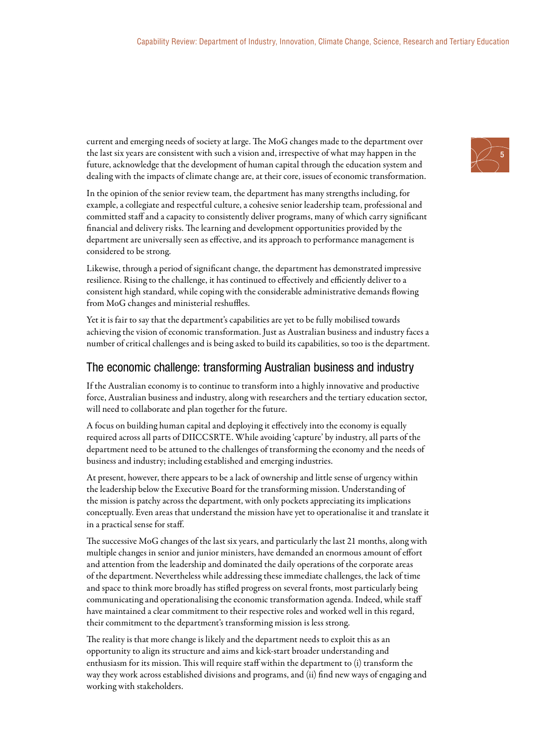current and emerging needs of society at large. The MoG changes made to the department over the last six years are consistent with such a vision and, irrespective of what may happen in the future, acknowledge that the development of human capital through the education system and dealing with the impacts of climate change are, at their core, issues of economic transformation.

In the opinion of the senior review team, the department has many strengths including, for example, a collegiate and respectful culture, a cohesive senior leadership team, professional and committed staff and a capacity to consistently deliver programs, many of which carry significant financial and delivery risks. The learning and development opportunities provided by the department are universally seen as effective, and its approach to performance management is considered to be strong.

Likewise, through a period of significant change, the department has demonstrated impressive resilience. Rising to the challenge, it has continued to effectively and efficiently deliver to a consistent high standard, while coping with the considerable administrative demands flowing from MoG changes and ministerial reshuffles.

Yet it is fair to say that the department's capabilities are yet to be fully mobilised towards achieving the vision of economic transformation. Just as Australian business and industry faces a number of critical challenges and is being asked to build its capabilities, so too is the department.

## The economic challenge: transforming Australian business and industry

If the Australian economy is to continue to transform into a highly innovative and productive force, Australian business and industry, along with researchers and the tertiary education sector, will need to collaborate and plan together for the future.

A focus on building human capital and deploying it effectively into the economy is equally required across all parts of DIICCSRTE. While avoiding 'capture' by industry, all parts of the department need to be attuned to the challenges of transforming the economy and the needs of business and industry; including established and emerging industries.

At present, however, there appears to be a lack of ownership and little sense of urgency within the leadership below the Executive Board for the transforming mission. Understanding of the mission is patchy across the department, with only pockets appreciating its implications conceptually. Even areas that understand the mission have yet to operationalise it and translate it in a practical sense for staff.

The successive MoG changes of the last six years, and particularly the last 21 months, along with multiple changes in senior and junior ministers, have demanded an enormous amount of effort and attention from the leadership and dominated the daily operations of the corporate areas of the department. Nevertheless while addressing these immediate challenges, the lack of time and space to think more broadly has stifled progress on several fronts, most particularly being communicating and operationalising the economic transformation agenda. Indeed, while staff have maintained a clear commitment to their respective roles and worked well in this regard, their commitment to the department's transforming mission is less strong.

The reality is that more change is likely and the department needs to exploit this as an opportunity to align its structure and aims and kick-start broader understanding and enthusiasm for its mission. This will require staff within the department to (i) transform the way they work across established divisions and programs, and (ii) find new ways of engaging and working with stakeholders.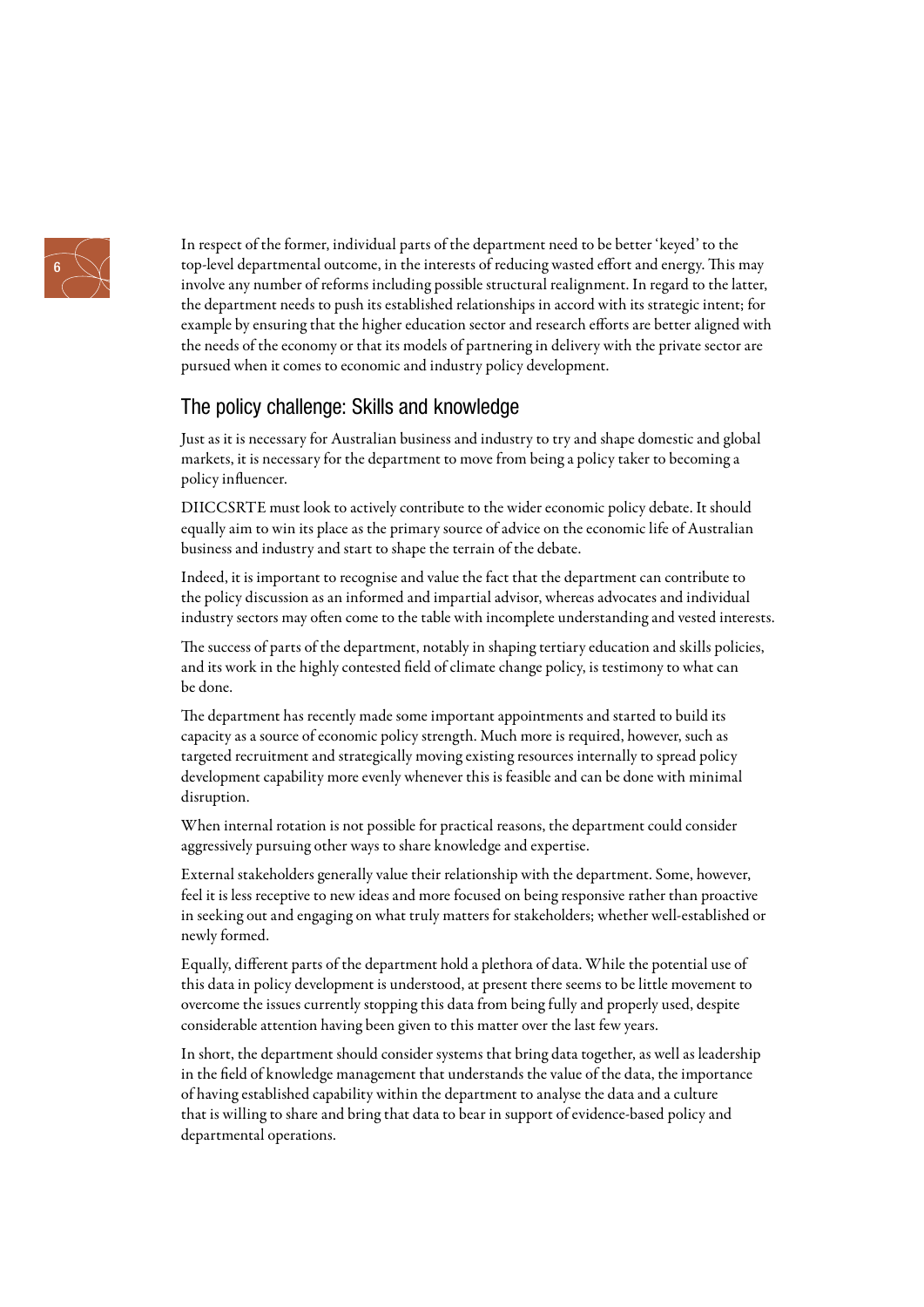In respect of the former, individual parts of the department need to be better 'keyed' to the top-level departmental outcome, in the interests of reducing wasted effort and energy. This may involve any number of reforms including possible structural realignment. In regard to the latter, the department needs to push its established relationships in accord with its strategic intent; for example by ensuring that the higher education sector and research efforts are better aligned with the needs of the economy or that its models of partnering in delivery with the private sector are pursued when it comes to economic and industry policy development.

## The policy challenge: Skills and knowledge

Just as it is necessary for Australian business and industry to try and shape domestic and global markets, it is necessary for the department to move from being a policy taker to becoming a policy influencer.

DIICCSRTE must look to actively contribute to the wider economic policy debate. It should equally aim to win its place as the primary source of advice on the economic life of Australian business and industry and start to shape the terrain of the debate.

Indeed, it is important to recognise and value the fact that the department can contribute to the policy discussion as an informed and impartial advisor, whereas advocates and individual industry sectors may often come to the table with incomplete understanding and vested interests.

The success of parts of the department, notably in shaping tertiary education and skills policies, and its work in the highly contested field of climate change policy, is testimony to what can be done.

The department has recently made some important appointments and started to build its capacity as a source of economic policy strength. Much more is required, however, such as targeted recruitment and strategically moving existing resources internally to spread policy development capability more evenly whenever this is feasible and can be done with minimal disruption.

When internal rotation is not possible for practical reasons, the department could consider aggressively pursuing other ways to share knowledge and expertise.

External stakeholders generally value their relationship with the department. Some, however, feel it is less receptive to new ideas and more focused on being responsive rather than proactive in seeking out and engaging on what truly matters for stakeholders; whether well-established or newly formed.

Equally, different parts of the department hold a plethora of data. While the potential use of this data in policy development is understood, at present there seems to be little movement to overcome the issues currently stopping this data from being fully and properly used, despite considerable attention having been given to this matter over the last few years.

In short, the department should consider systems that bring data together, as well as leadership in the field of knowledge management that understands the value of the data, the importance of having established capability within the department to analyse the data and a culture that is willing to share and bring that data to bear in support of evidence-based policy and departmental operations.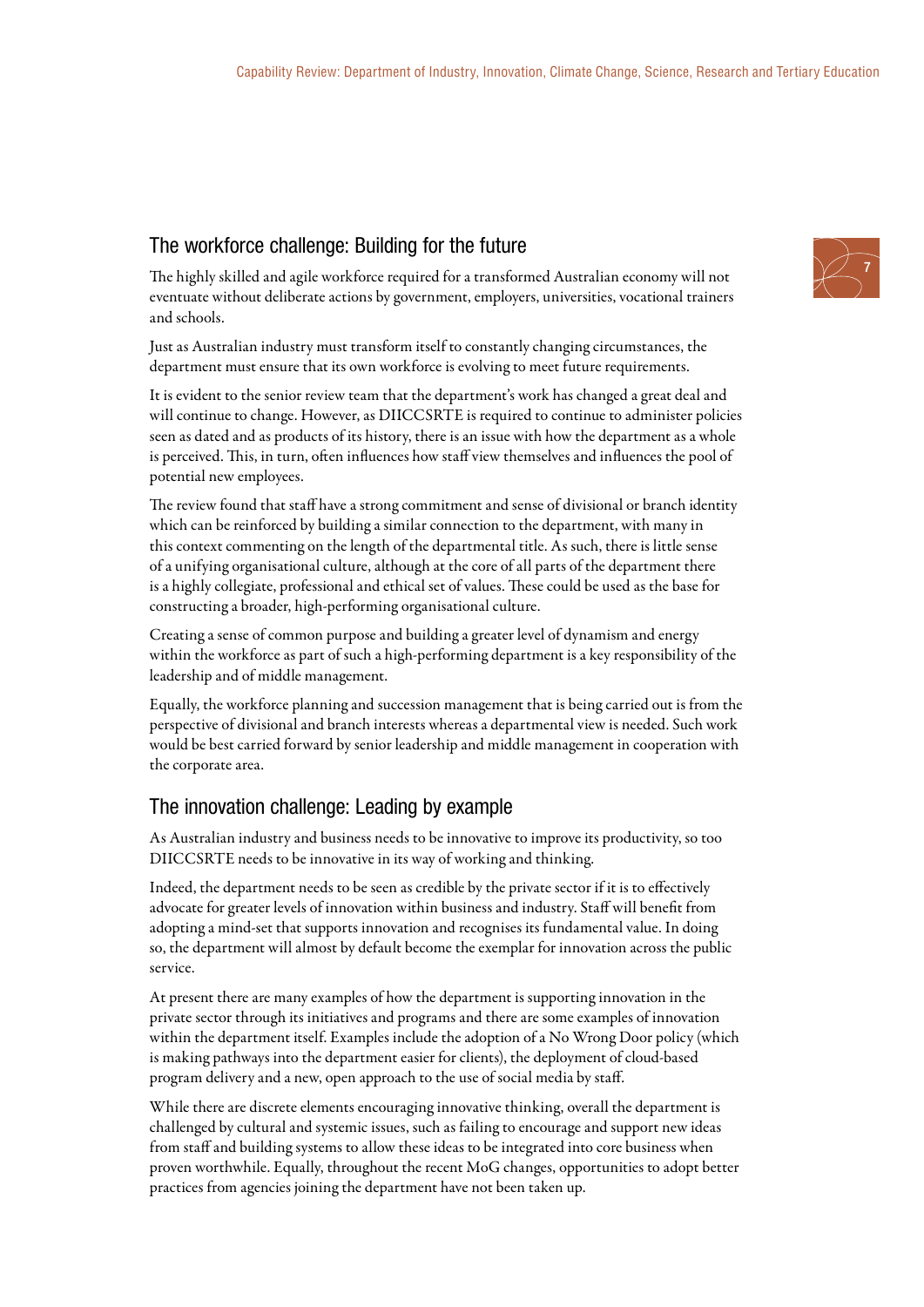## The workforce challenge: Building for the future

The highly skilled and agile workforce required for a transformed Australian economy will not eventuate without deliberate actions by government, employers, universities, vocational trainers and schools.

Just as Australian industry must transform itself to constantly changing circumstances, the department must ensure that its own workforce is evolving to meet future requirements.

It is evident to the senior review team that the department's work has changed a great deal and will continue to change. However, as DIICCSRTE is required to continue to administer policies seen as dated and as products of its history, there is an issue with how the department as a whole is perceived. This, in turn, often influences how staff view themselves and influences the pool of potential new employees.

The review found that staff have a strong commitment and sense of divisional or branch identity which can be reinforced by building a similar connection to the department, with many in this context commenting on the length of the departmental title. As such, there is little sense of a unifying organisational culture, although at the core of all parts of the department there is a highly collegiate, professional and ethical set of values. These could be used as the base for constructing a broader, high-performing organisational culture.

Creating a sense of common purpose and building a greater level of dynamism and energy within the workforce as part of such a high-performing department is a key responsibility of the leadership and of middle management.

Equally, the workforce planning and succession management that is being carried out is from the perspective of divisional and branch interests whereas a departmental view is needed. Such work would be best carried forward by senior leadership and middle management in cooperation with the corporate area.

## The innovation challenge: Leading by example

As Australian industry and business needs to be innovative to improve its productivity, so too DIICCSRTE needs to be innovative in its way of working and thinking.

Indeed, the department needs to be seen as credible by the private sector if it is to effectively advocate for greater levels of innovation within business and industry. Staff will benefit from adopting a mind-set that supports innovation and recognises its fundamental value. In doing so, the department will almost by default become the exemplar for innovation across the public service.

At present there are many examples of how the department is supporting innovation in the private sector through its initiatives and programs and there are some examples of innovation within the department itself. Examples include the adoption of a No Wrong Door policy (which is making pathways into the department easier for clients), the deployment of cloud-based program delivery and a new, open approach to the use of social media by staff.

While there are discrete elements encouraging innovative thinking, overall the department is challenged by cultural and systemic issues, such as failing to encourage and support new ideas from staff and building systems to allow these ideas to be integrated into core business when proven worthwhile. Equally, throughout the recent MoG changes, opportunities to adopt better practices from agencies joining the department have not been taken up.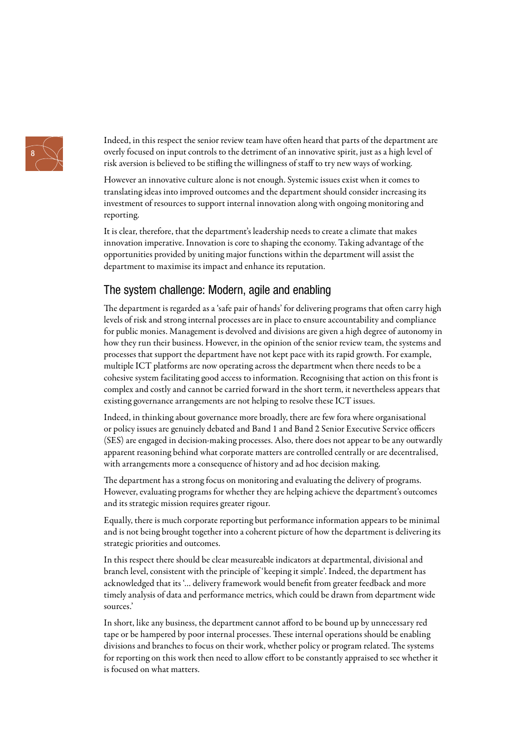Indeed, in this respect the senior review team have often heard that parts of the department are overly focused on input controls to the detriment of an innovative spirit, just as a high level of risk aversion is believed to be stifling the willingness of staff to try new ways of working.

However an innovative culture alone is not enough. Systemic issues exist when it comes to translating ideas into improved outcomes and the department should consider increasing its investment of resources to support internal innovation along with ongoing monitoring and reporting.

It is clear, therefore, that the department's leadership needs to create a climate that makes innovation imperative. Innovation is core to shaping the economy. Taking advantage of the opportunities provided by uniting major functions within the department will assist the department to maximise its impact and enhance its reputation.

## The system challenge: Modern, agile and enabling

The department is regarded as a 'safe pair of hands' for delivering programs that often carry high levels of risk and strong internal processes are in place to ensure accountability and compliance for public monies. Management is devolved and divisions are given a high degree of autonomy in how they run their business. However, in the opinion of the senior review team, the systems and processes that support the department have not kept pace with its rapid growth. For example, multiple ICT platforms are now operating across the department when there needs to be a cohesive system facilitating good access to information. Recognising that action on this front is complex and costly and cannot be carried forward in the short term, it nevertheless appears that existing governance arrangements are not helping to resolve these ICT issues.

Indeed, in thinking about governance more broadly, there are few fora where organisational or policy issues are genuinely debated and Band 1 and Band 2 Senior Executive Service officers (SES) are engaged in decision-making processes. Also, there does not appear to be any outwardly apparent reasoning behind what corporate matters are controlled centrally or are decentralised, with arrangements more a consequence of history and ad hoc decision making.

The department has a strong focus on monitoring and evaluating the delivery of programs. However, evaluating programs for whether they are helping achieve the department's outcomes and its strategic mission requires greater rigour.

Equally, there is much corporate reporting but performance information appears to be minimal and is not being brought together into a coherent picture of how the department is delivering its strategic priorities and outcomes.

In this respect there should be clear measureable indicators at departmental, divisional and branch level, consistent with the principle of 'keeping it simple'. Indeed, the department has acknowledged that its '... delivery framework would benefit from greater feedback and more timely analysis of data and performance metrics, which could be drawn from department wide sources.'

In short, like any business, the department cannot afford to be bound up by unnecessary red tape or be hampered by poor internal processes. These internal operations should be enabling divisions and branches to focus on their work, whether policy or program related. The systems for reporting on this work then need to allow effort to be constantly appraised to see whether it is focused on what matters.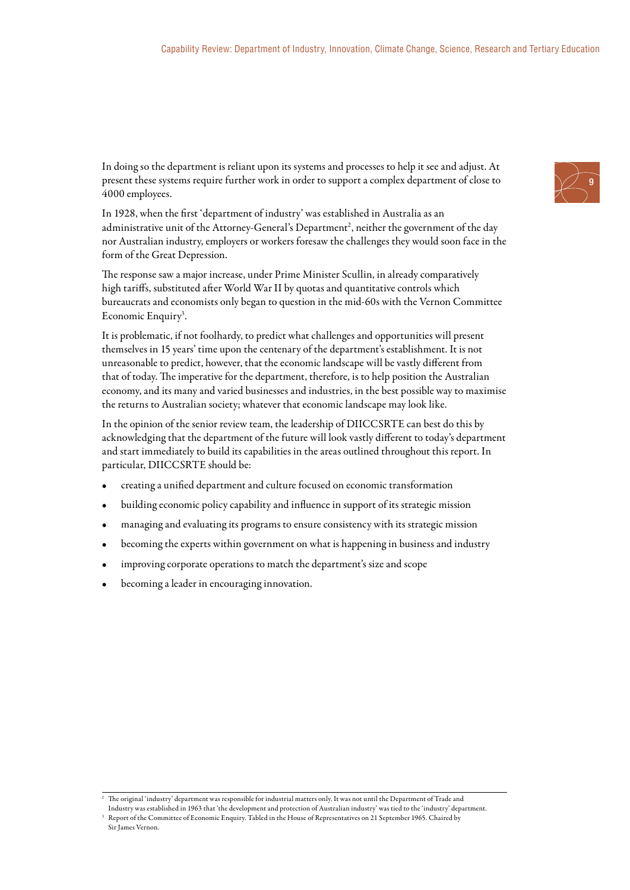In doing so the department is reliant upon its systems and processes to help it see and adjust. At present these systems require further work in order to support a complex department of close to 4000 employees.

In 1928, when the first 'department of industry' was established in Australia as an administrative unit of the Attorney-General's Department[2], neither the government of the day nor Australian industry, employers or workers foresaw the challenges they would soon face in the form of the Great Depression.

The response saw a major increase, under Prime Minister Scullin, in already comparatively high tariffs, substituted after World War II by quotas and quantitative controls which bureaucrats and economists only began to question in the mid-60s with the Vernon Committee Economic Enquiry[3].

It is problematic, if not foolhardy, to predict what challenges and opportunities will present themselves in 15 years' time upon the centenary of the department's establishment. It is not unreasonable to predict, however, that the economic landscape will be vastly different from that of today. The imperative for the department, therefore, is to help position the Australian economy, and its many and varied businesses and industries, in the best possible way to maximise the returns to Australian society; whatever that economic landscape may look like.

In the opinion of the senior review team, the leadership of DIICCSRTE can best do this by acknowledging that the department of the future will look vastly different to today's department and start immediately to build its capabilities in the areas outlined throughout this report. In particular, DIICCSRTE should be:

- creating a unified department and culture focused on economic transformation
- building economic policy capability and influence in support of its strategic mission
- managing and evaluating its programs to ensure consistency with its strategic mission
- becoming the experts within government on what is happening in business and industry
- improving corporate operations to match the department's size and scope
- becoming a leader in encouraging innovation.

---

[2] The original 'industry' department was responsible for industrial matters only. It was not until the Department of Trade and Industry was established in 1963 that 'the development and protection of Australian industry' was tied to the 'industry' department.

[3] Report of the Committee of Economic Enquiry. Tabled in the House of Representatives on 21 September 1965. Chaired by Sir James Vernon.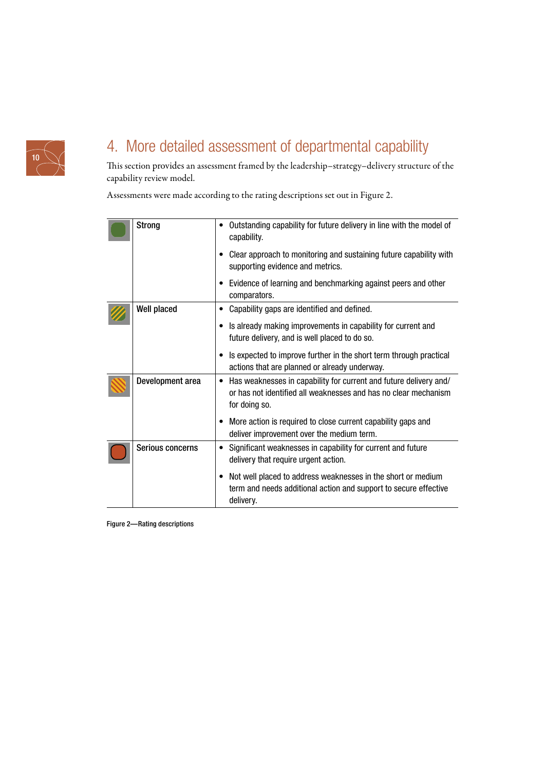# 4. More detailed assessment of departmental capability

This section provides an assessment framed by the leadership–strategy–delivery structure of the capability review model.

Assessments were made according to the rating descriptions set out in Figure 2.

| | Rating | Description |
|---|---|---|
| | Strong | • Outstanding capability for future delivery in line with the model of capability.<br>• Clear approach to monitoring and sustaining future capability with supporting evidence and metrics.<br>• Evidence of learning and benchmarking against peers and other comparators. |
| | Well placed | • Capability gaps are identified and defined.<br>• Is already making improvements in capability for current and future delivery, and is well placed to do so.<br>• Is expected to improve further in the short term through practical actions that are planned or already underway. |
| | Development area | • Has weaknesses in capability for current and future delivery and/or has not identified all weaknesses and has no clear mechanism for doing so.<br>• More action is required to close current capability gaps and deliver improvement over the medium term. |
| | Serious concerns | • Significant weaknesses in capability for current and future delivery that require urgent action.<br>• Not well placed to address weaknesses in the short or medium term and needs additional action and support to secure effective delivery. |

Figure 2—Rating descriptions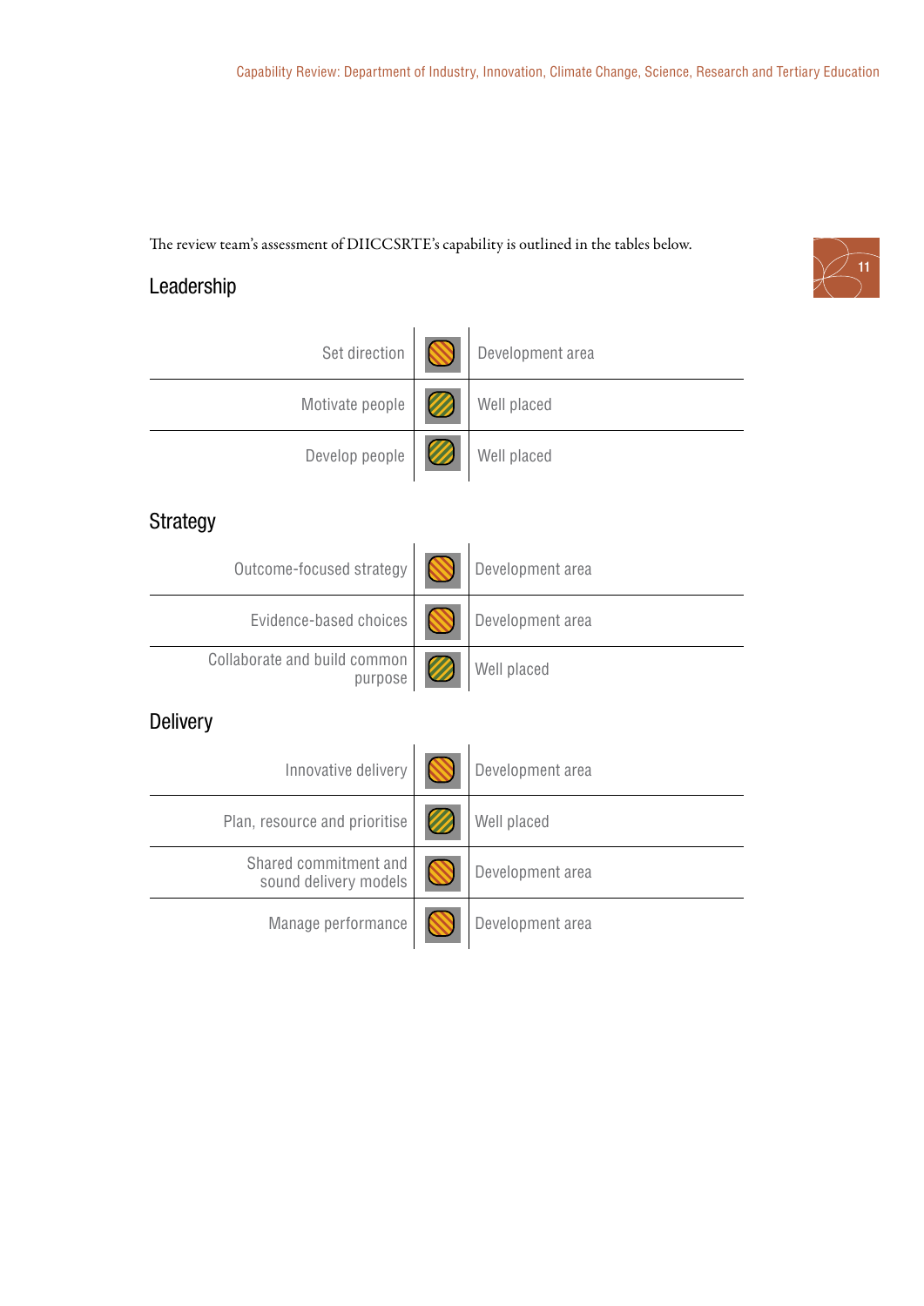The review team's assessment of DIICCSRTE's capability is outlined in the tables below.

## Leadership

| | |
|---|---|
| Set direction | Development area |
| Motivate people | Well placed |
| Develop people | Well placed |

## Strategy

| | |
|---|---|
| Outcome-focused strategy | Development area |
| Evidence-based choices | Development area |
| Collaborate and build common purpose | Well placed |

## Delivery

| | |
|---|---|
| Innovative delivery | Development area |
| Plan, resource and prioritise | Well placed |
| Shared commitment and sound delivery models | Development area |
| Manage performance | Development area |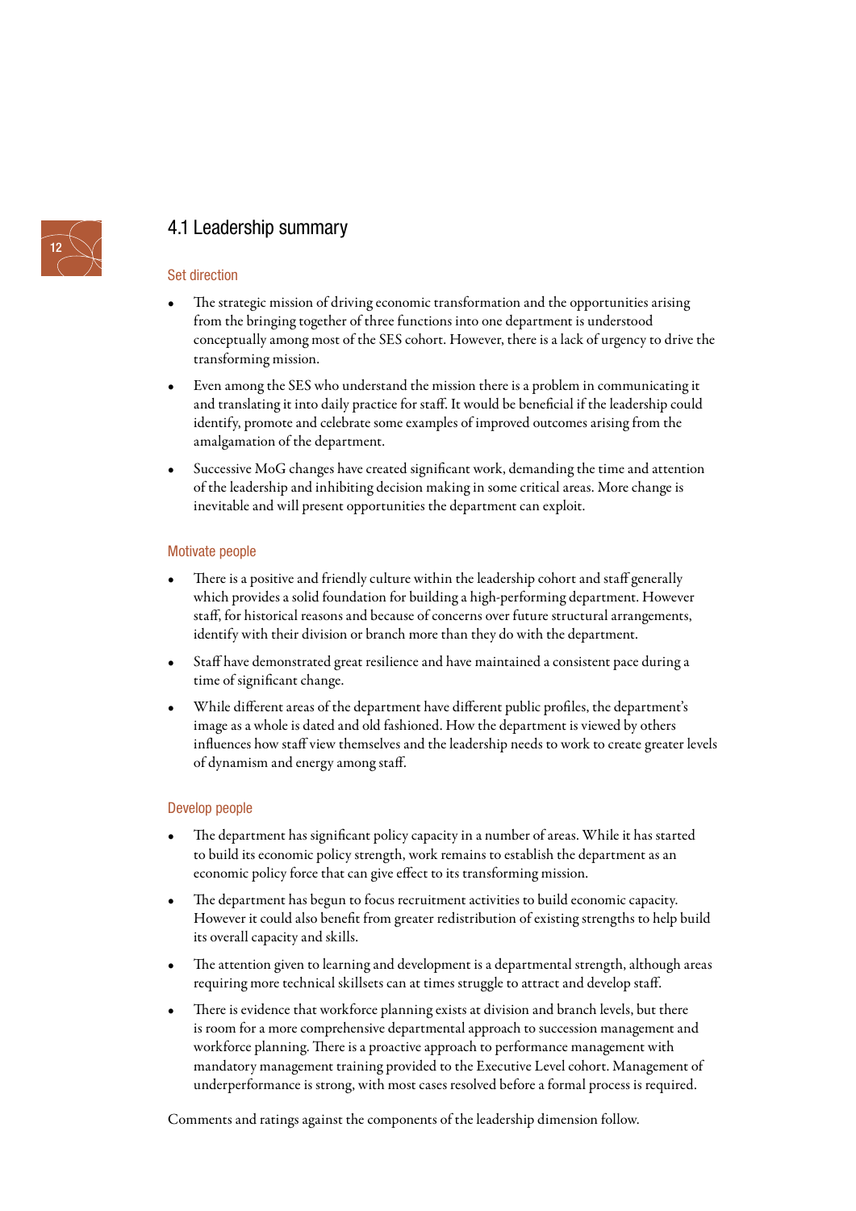## 4.1 Leadership summary

### Set direction

- The strategic mission of driving economic transformation and the opportunities arising from the bringing together of three functions into one department is understood conceptually among most of the SES cohort. However, there is a lack of urgency to drive the transforming mission.
- Even among the SES who understand the mission there is a problem in communicating it and translating it into daily practice for staff. It would be beneficial if the leadership could identify, promote and celebrate some examples of improved outcomes arising from the amalgamation of the department.
- Successive MoG changes have created significant work, demanding the time and attention of the leadership and inhibiting decision making in some critical areas. More change is inevitable and will present opportunities the department can exploit.

### Motivate people

- There is a positive and friendly culture within the leadership cohort and staff generally which provides a solid foundation for building a high-performing department. However staff, for historical reasons and because of concerns over future structural arrangements, identify with their division or branch more than they do with the department.
- Staff have demonstrated great resilience and have maintained a consistent pace during a time of significant change.
- While different areas of the department have different public profiles, the department's image as a whole is dated and old fashioned. How the department is viewed by others influences how staff view themselves and the leadership needs to work to create greater levels of dynamism and energy among staff.

### Develop people

- The department has significant policy capacity in a number of areas. While it has started to build its economic policy strength, work remains to establish the department as an economic policy force that can give effect to its transforming mission.
- The department has begun to focus recruitment activities to build economic capacity. However it could also benefit from greater redistribution of existing strengths to help build its overall capacity and skills.
- The attention given to learning and development is a departmental strength, although areas requiring more technical skillsets can at times struggle to attract and develop staff.
- There is evidence that workforce planning exists at division and branch levels, but there is room for a more comprehensive departmental approach to succession management and workforce planning. There is a proactive approach to performance management with mandatory management training provided to the Executive Level cohort. Management of underperformance is strong, with most cases resolved before a formal process is required.

Comments and ratings against the components of the leadership dimension follow.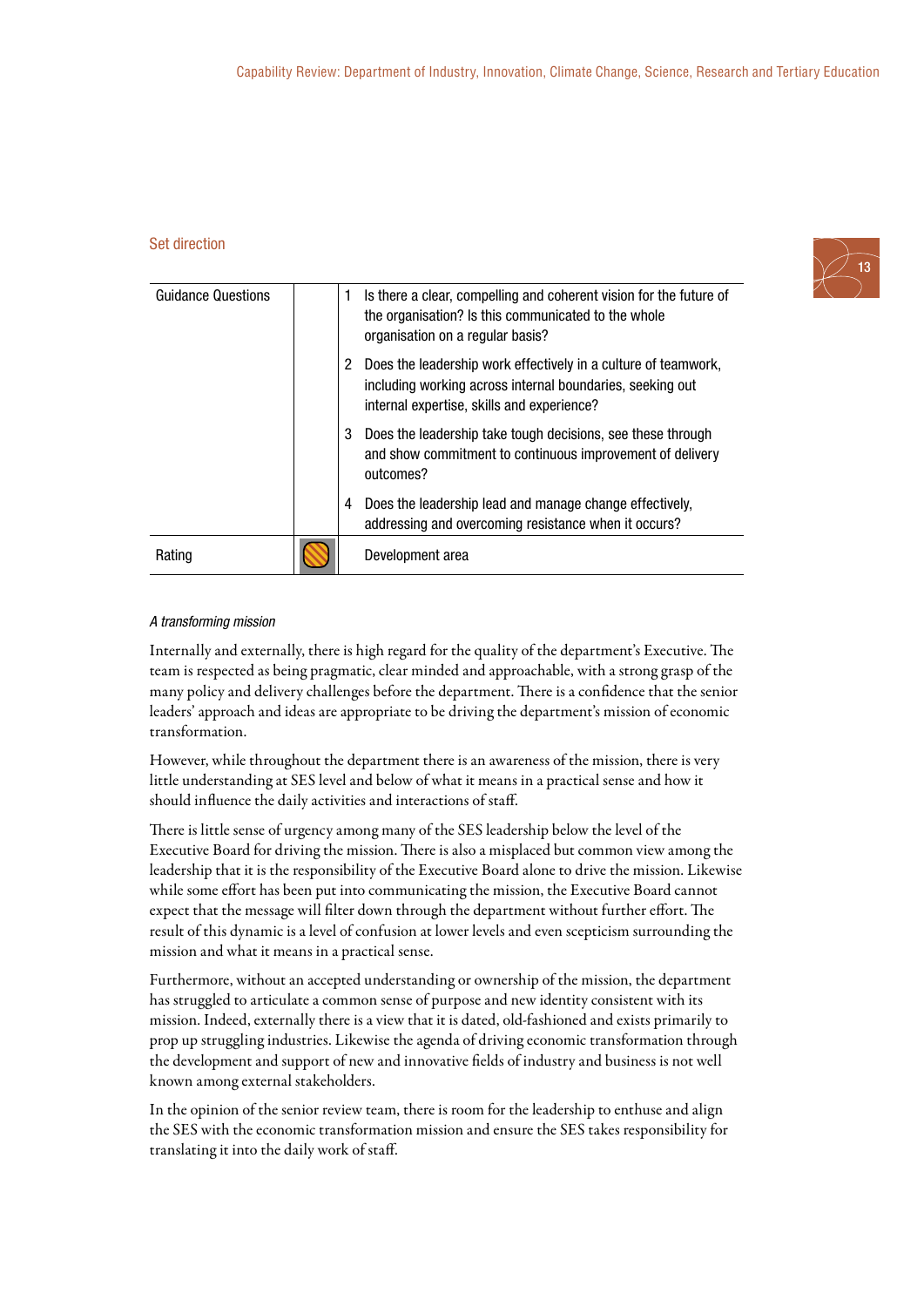## Set direction

| Guidance Questions | | |
|---|---|---|
| | | 1 Is there a clear, compelling and coherent vision for the future of the organisation? Is this communicated to the whole organisation on a regular basis? |
| | | 2 Does the leadership work effectively in a culture of teamwork, including working across internal boundaries, seeking out internal expertise, skills and experience? |
| | | 3 Does the leadership take tough decisions, see these through and show commitment to continuous improvement of delivery outcomes? |
| | | 4 Does the leadership lead and manage change effectively, addressing and overcoming resistance when it occurs? |
| Rating | | Development area |

*A transforming mission*

Internally and externally, there is high regard for the quality of the department's Executive. The team is respected as being pragmatic, clear minded and approachable, with a strong grasp of the many policy and delivery challenges before the department. There is a confidence that the senior leaders' approach and ideas are appropriate to be driving the department's mission of economic transformation.

However, while throughout the department there is an awareness of the mission, there is very little understanding at SES level and below of what it means in a practical sense and how it should influence the daily activities and interactions of staff.

There is little sense of urgency among many of the SES leadership below the level of the Executive Board for driving the mission. There is also a misplaced but common view among the leadership that it is the responsibility of the Executive Board alone to drive the mission. Likewise while some effort has been put into communicating the mission, the Executive Board cannot expect that the message will filter down through the department without further effort. The result of this dynamic is a level of confusion at lower levels and even scepticism surrounding the mission and what it means in a practical sense.

Furthermore, without an accepted understanding or ownership of the mission, the department has struggled to articulate a common sense of purpose and new identity consistent with its mission. Indeed, externally there is a view that it is dated, old-fashioned and exists primarily to prop up struggling industries. Likewise the agenda of driving economic transformation through the development and support of new and innovative fields of industry and business is not well known among external stakeholders.

In the opinion of the senior review team, there is room for the leadership to enthuse and align the SES with the economic transformation mission and ensure the SES takes responsibility for translating it into the daily work of staff.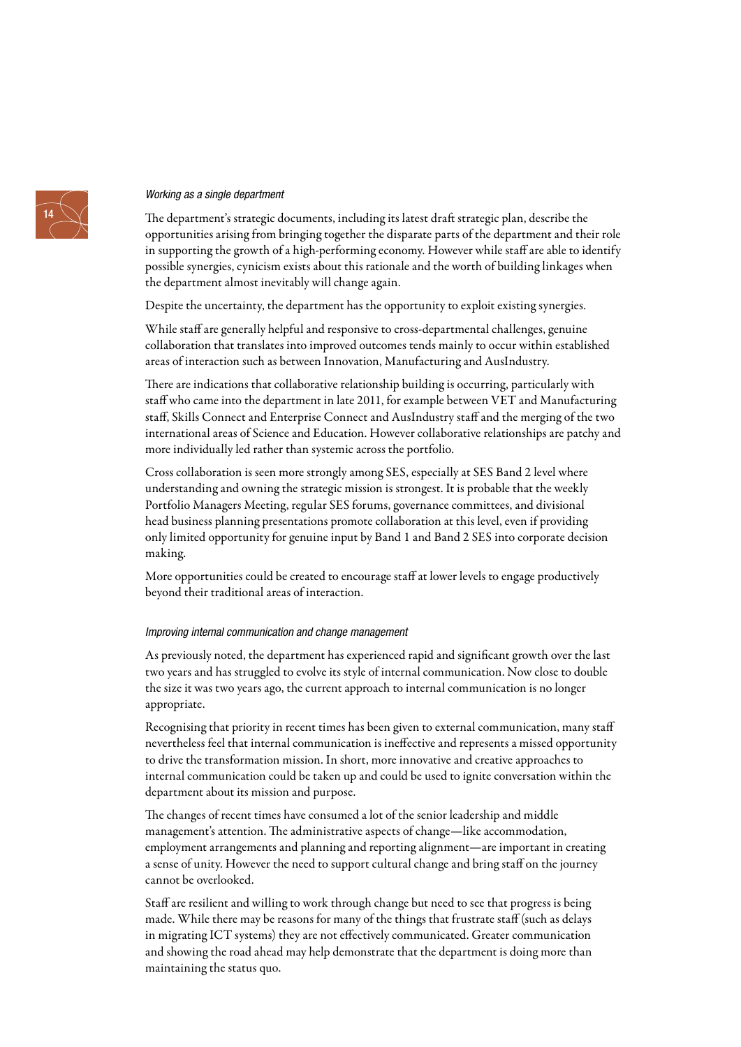*Working as a single department*

The department's strategic documents, including its latest draft strategic plan, describe the opportunities arising from bringing together the disparate parts of the department and their role in supporting the growth of a high-performing economy. However while staff are able to identify possible synergies, cynicism exists about this rationale and the worth of building linkages when the department almost inevitably will change again.

Despite the uncertainty, the department has the opportunity to exploit existing synergies.

While staff are generally helpful and responsive to cross-departmental challenges, genuine collaboration that translates into improved outcomes tends mainly to occur within established areas of interaction such as between Innovation, Manufacturing and AusIndustry.

There are indications that collaborative relationship building is occurring, particularly with staff who came into the department in late 2011, for example between VET and Manufacturing staff, Skills Connect and Enterprise Connect and AusIndustry staff and the merging of the two international areas of Science and Education. However collaborative relationships are patchy and more individually led rather than systemic across the portfolio.

Cross collaboration is seen more strongly among SES, especially at SES Band 2 level where understanding and owning the strategic mission is strongest. It is probable that the weekly Portfolio Managers Meeting, regular SES forums, governance committees, and divisional head business planning presentations promote collaboration at this level, even if providing only limited opportunity for genuine input by Band 1 and Band 2 SES into corporate decision making.

More opportunities could be created to encourage staff at lower levels to engage productively beyond their traditional areas of interaction.

*Improving internal communication and change management*

As previously noted, the department has experienced rapid and significant growth over the last two years and has struggled to evolve its style of internal communication. Now close to double the size it was two years ago, the current approach to internal communication is no longer appropriate.

Recognising that priority in recent times has been given to external communication, many staff nevertheless feel that internal communication is ineffective and represents a missed opportunity to drive the transformation mission. In short, more innovative and creative approaches to internal communication could be taken up and could be used to ignite conversation within the department about its mission and purpose.

The changes of recent times have consumed a lot of the senior leadership and middle management's attention. The administrative aspects of change—like accommodation, employment arrangements and planning and reporting alignment—are important in creating a sense of unity. However the need to support cultural change and bring staff on the journey cannot be overlooked.

Staff are resilient and willing to work through change but need to see that progress is being made. While there may be reasons for many of the things that frustrate staff (such as delays in migrating ICT systems) they are not effectively communicated. Greater communication and showing the road ahead may help demonstrate that the department is doing more than maintaining the status quo.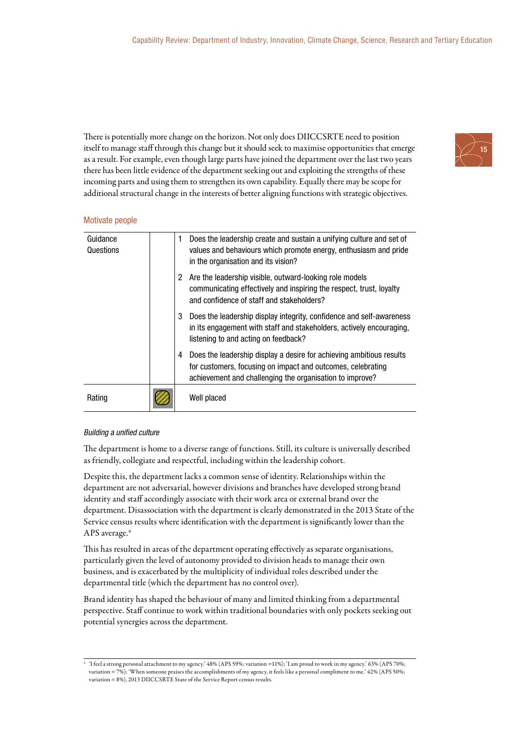There is potentially more change on the horizon. Not only does DIICCSRTE need to position itself to manage staff through this change but it should seek to maximise opportunities that emerge as a result. For example, even though large parts have joined the department over the last two years there has been little evidence of the department seeking out and exploiting the strengths of these incoming parts and using them to strengthen its own capability. Equally there may be scope for additional structural change in the interests of better aligning functions with strategic objectives.

## Motivate people

| Guidance Questions | | |
|---|---|---|
| | | 1 Does the leadership create and sustain a unifying culture and set of values and behaviours which promote energy, enthusiasm and pride in the organisation and its vision? |
| | | 2 Are the leadership visible, outward-looking role models communicating effectively and inspiring the respect, trust, loyalty and confidence of staff and stakeholders? |
| | | 3 Does the leadership display integrity, confidence and self-awareness in its engagement with staff and stakeholders, actively encouraging, listening to and acting on feedback? |
| | | 4 Does the leadership display a desire for achieving ambitious results for customers, focusing on impact and outcomes, celebrating achievement and challenging the organisation to improve? |
| Rating | | Well placed |

*Building a unified culture*

The department is home to a diverse range of functions. Still, its culture is universally described as friendly, collegiate and respectful, including within the leadership cohort.

Despite this, the department lacks a common sense of identity. Relationships within the department are not adversarial, however divisions and branches have developed strong brand identity and staff accordingly associate with their work area or external brand over the department. Disassociation with the department is clearly demonstrated in the 2013 State of the Service census results where identification with the department is significantly lower than the APS average.[4]

This has resulted in areas of the department operating effectively as separate organisations, particularly given the level of autonomy provided to division heads to manage their own business, and is exacerbated by the multiplicity of individual roles described under the departmental title (which the department has no control over).

Brand identity has shaped the behaviour of many and limited thinking from a departmental perspective. Staff continue to work within traditional boundaries with only pockets seeking out potential synergies across the department.

[4] 'I feel a strong personal attachment to my agency.' 48% (APS 59%; variation =11%); 'I am proud to work in my agency.' 63% (APS 70%; variation = 7%); 'When someone praises the accomplishments of my agency, it feels like a personal compliment to me.' 42% (APS 50%; variation = 8%), 2013 DIICCSRTE State of the Service Report census results.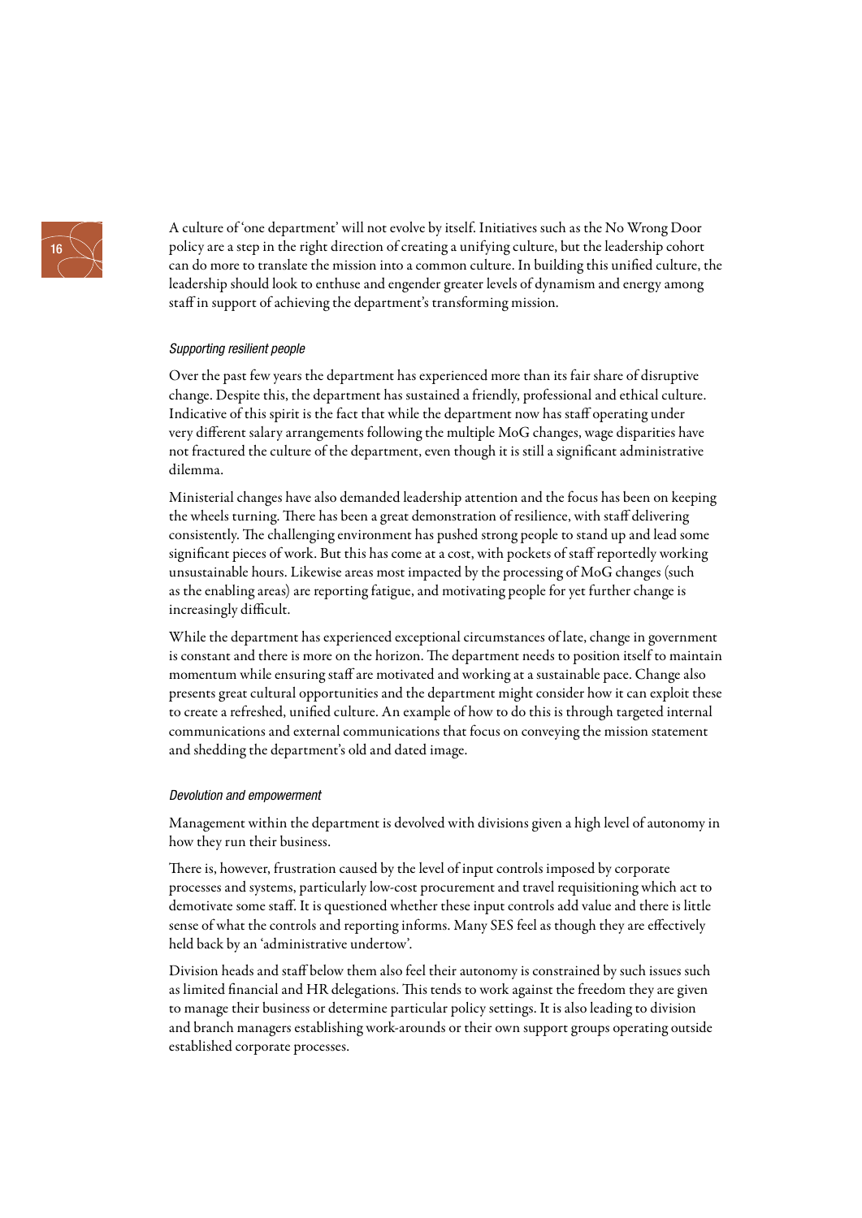A culture of 'one department' will not evolve by itself. Initiatives such as the No Wrong Door policy are a step in the right direction of creating a unifying culture, but the leadership cohort can do more to translate the mission into a common culture. In building this unified culture, the leadership should look to enthuse and engender greater levels of dynamism and energy among staff in support of achieving the department's transforming mission.

*Supporting resilient people*

Over the past few years the department has experienced more than its fair share of disruptive change. Despite this, the department has sustained a friendly, professional and ethical culture. Indicative of this spirit is the fact that while the department now has staff operating under very different salary arrangements following the multiple MoG changes, wage disparities have not fractured the culture of the department, even though it is still a significant administrative dilemma.

Ministerial changes have also demanded leadership attention and the focus has been on keeping the wheels turning. There has been a great demonstration of resilience, with staff delivering consistently. The challenging environment has pushed strong people to stand up and lead some significant pieces of work. But this has come at a cost, with pockets of staff reportedly working unsustainable hours. Likewise areas most impacted by the processing of MoG changes (such as the enabling areas) are reporting fatigue, and motivating people for yet further change is increasingly difficult.

While the department has experienced exceptional circumstances of late, change in government is constant and there is more on the horizon. The department needs to position itself to maintain momentum while ensuring staff are motivated and working at a sustainable pace. Change also presents great cultural opportunities and the department might consider how it can exploit these to create a refreshed, unified culture. An example of how to do this is through targeted internal communications and external communications that focus on conveying the mission statement and shedding the department's old and dated image.

*Devolution and empowerment*

Management within the department is devolved with divisions given a high level of autonomy in how they run their business.

There is, however, frustration caused by the level of input controls imposed by corporate processes and systems, particularly low-cost procurement and travel requisitioning which act to demotivate some staff. It is questioned whether these input controls add value and there is little sense of what the controls and reporting informs. Many SES feel as though they are effectively held back by an 'administrative undertow'.

Division heads and staff below them also feel their autonomy is constrained by such issues such as limited financial and HR delegations. This tends to work against the freedom they are given to manage their business or determine particular policy settings. It is also leading to division and branch managers establishing work-arounds or their own support groups operating outside established corporate processes.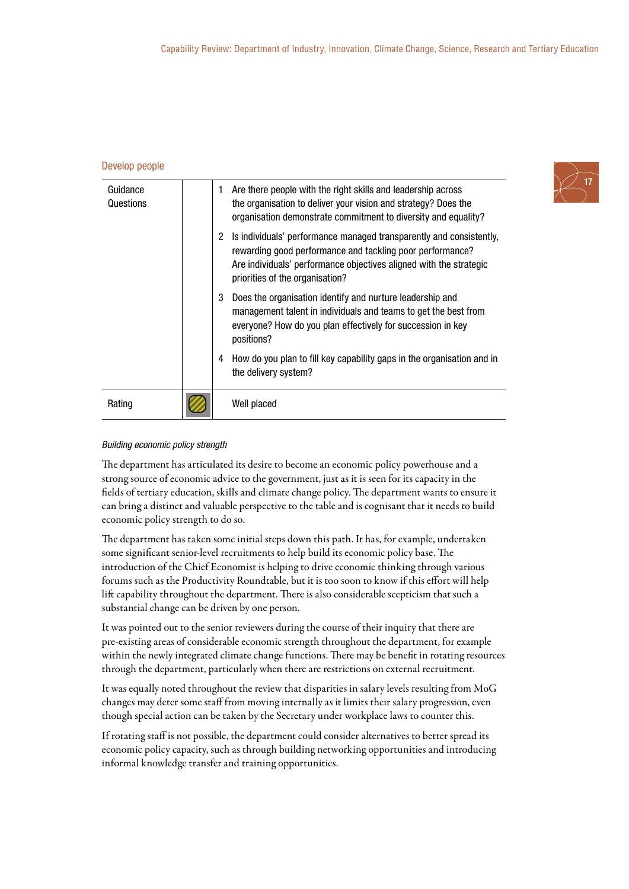## Develop people

| Guidance Questions | | 1 Are there people with the right skills and leadership across the organisation to deliver your vision and strategy? Does the organisation demonstrate commitment to diversity and equality?<br><br>2 Is individuals' performance managed transparently and consistently, rewarding good performance and tackling poor performance? Are individuals' performance objectives aligned with the strategic priorities of the organisation?<br><br>3 Does the organisation identify and nurture leadership and management talent in individuals and teams to get the best from everyone? How do you plan effectively for succession in key positions?<br><br>4 How do you plan to fill key capability gaps in the organisation and in the delivery system? |
|---|---|---|
| Rating | | Well placed |

*Building economic policy strength*

The department has articulated its desire to become an economic policy powerhouse and a strong source of economic advice to the government, just as it is seen for its capacity in the fields of tertiary education, skills and climate change policy. The department wants to ensure it can bring a distinct and valuable perspective to the table and is cognisant that it needs to build economic policy strength to do so.

The department has taken some initial steps down this path. It has, for example, undertaken some significant senior-level recruitments to help build its economic policy base. The introduction of the Chief Economist is helping to drive economic thinking through various forums such as the Productivity Roundtable, but it is too soon to know if this effort will help lift capability throughout the department. There is also considerable scepticism that such a substantial change can be driven by one person.

It was pointed out to the senior reviewers during the course of their inquiry that there are pre-existing areas of considerable economic strength throughout the department, for example within the newly integrated climate change functions. There may be benefit in rotating resources through the department, particularly when there are restrictions on external recruitment.

It was equally noted throughout the review that disparities in salary levels resulting from MoG changes may deter some staff from moving internally as it limits their salary progression, even though special action can be taken by the Secretary under workplace laws to counter this.

If rotating staff is not possible, the department could consider alternatives to better spread its economic policy capacity, such as through building networking opportunities and introducing informal knowledge transfer and training opportunities.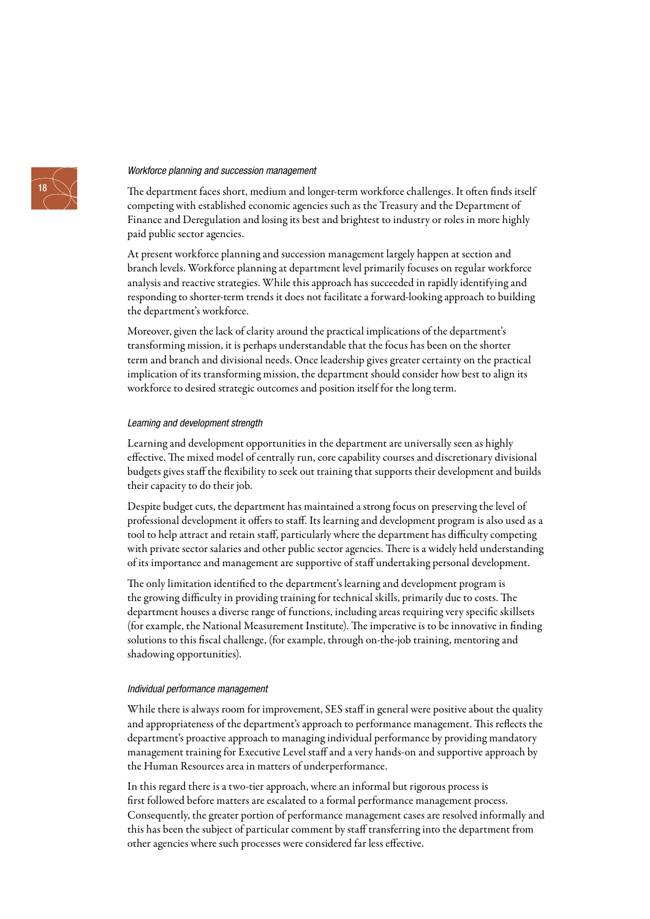*Workforce planning and succession management*

The department faces short, medium and longer-term workforce challenges. It often finds itself competing with established economic agencies such as the Treasury and the Department of Finance and Deregulation and losing its best and brightest to industry or roles in more highly paid public sector agencies.

At present workforce planning and succession management largely happen at section and branch levels. Workforce planning at department level primarily focuses on regular workforce analysis and reactive strategies. While this approach has succeeded in rapidly identifying and responding to shorter-term trends it does not facilitate a forward-looking approach to building the department's workforce.

Moreover, given the lack of clarity around the practical implications of the department's transforming mission, it is perhaps understandable that the focus has been on the shorter term and branch and divisional needs. Once leadership gives greater certainty on the practical implication of its transforming mission, the department should consider how best to align its workforce to desired strategic outcomes and position itself for the long term.

*Learning and development strength*

Learning and development opportunities in the department are universally seen as highly effective. The mixed model of centrally run, core capability courses and discretionary divisional budgets gives staff the flexibility to seek out training that supports their development and builds their capacity to do their job.

Despite budget cuts, the department has maintained a strong focus on preserving the level of professional development it offers to staff. Its learning and development program is also used as a tool to help attract and retain staff, particularly where the department has difficulty competing with private sector salaries and other public sector agencies. There is a widely held understanding of its importance and management are supportive of staff undertaking personal development.

The only limitation identified to the department's learning and development program is the growing difficulty in providing training for technical skills, primarily due to costs. The department houses a diverse range of functions, including areas requiring very specific skillsets (for example, the National Measurement Institute). The imperative is to be innovative in finding solutions to this fiscal challenge, (for example, through on-the-job training, mentoring and shadowing opportunities).

*Individual performance management*

While there is always room for improvement, SES staff in general were positive about the quality and appropriateness of the department's approach to performance management. This reflects the department's proactive approach to managing individual performance by providing mandatory management training for Executive Level staff and a very hands-on and supportive approach by the Human Resources area in matters of underperformance.

In this regard there is a two-tier approach, where an informal but rigorous process is first followed before matters are escalated to a formal performance management process. Consequently, the greater portion of performance management cases are resolved informally and this has been the subject of particular comment by staff transferring into the department from other agencies where such processes were considered far less effective.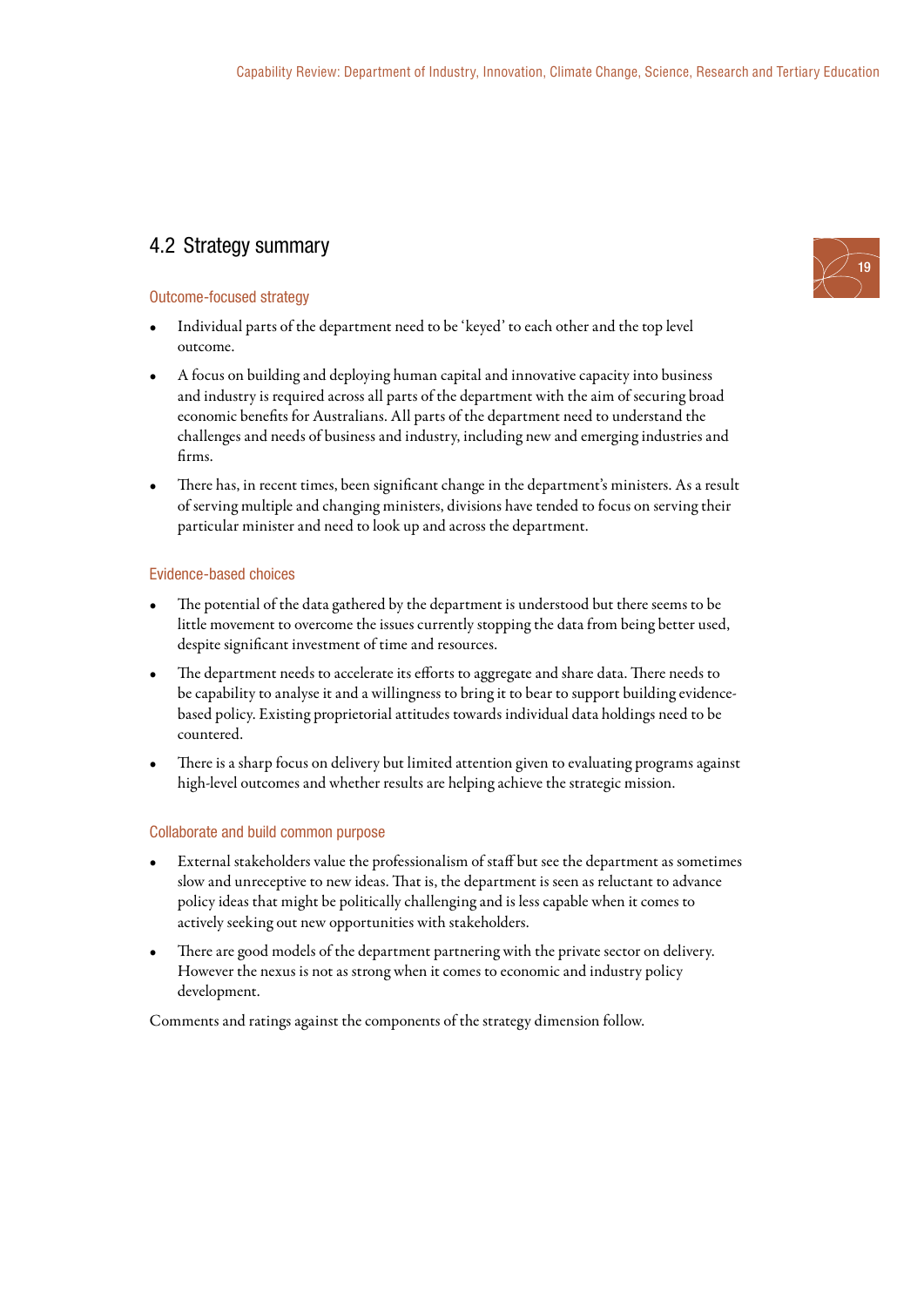## 4.2 Strategy summary

### Outcome-focused strategy

- Individual parts of the department need to be 'keyed' to each other and the top level outcome.
- A focus on building and deploying human capital and innovative capacity into business and industry is required across all parts of the department with the aim of securing broad economic benefits for Australians. All parts of the department need to understand the challenges and needs of business and industry, including new and emerging industries and firms.
- There has, in recent times, been significant change in the department's ministers. As a result of serving multiple and changing ministers, divisions have tended to focus on serving their particular minister and need to look up and across the department.

### Evidence-based choices

- The potential of the data gathered by the department is understood but there seems to be little movement to overcome the issues currently stopping the data from being better used, despite significant investment of time and resources.
- The department needs to accelerate its efforts to aggregate and share data. There needs to be capability to analyse it and a willingness to bring it to bear to support building evidence-based policy. Existing proprietorial attitudes towards individual data holdings need to be countered.
- There is a sharp focus on delivery but limited attention given to evaluating programs against high-level outcomes and whether results are helping achieve the strategic mission.

### Collaborate and build common purpose

- External stakeholders value the professionalism of staff but see the department as sometimes slow and unreceptive to new ideas. That is, the department is seen as reluctant to advance policy ideas that might be politically challenging and is less capable when it comes to actively seeking out new opportunities with stakeholders.
- There are good models of the department partnering with the private sector on delivery. However the nexus is not as strong when it comes to economic and industry policy development.

Comments and ratings against the components of the strategy dimension follow.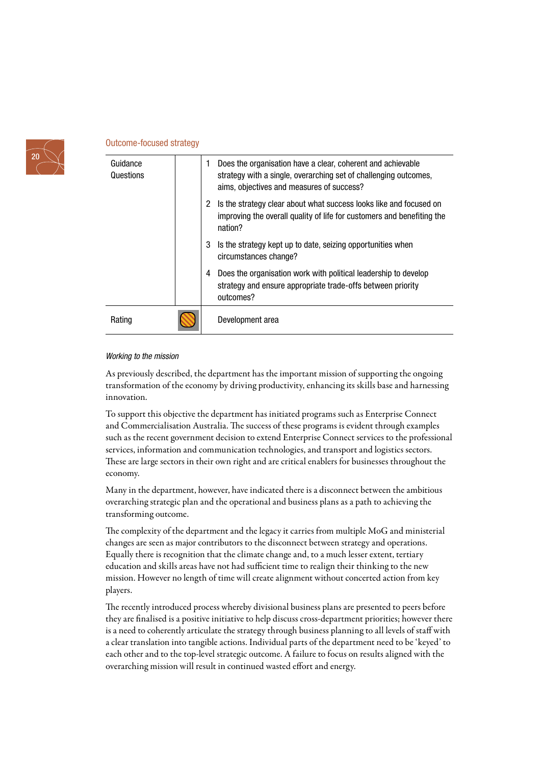## Outcome-focused strategy

| Guidance Questions | | |
|---|---|---|
| | | 1 Does the organisation have a clear, coherent and achievable strategy with a single, overarching set of challenging outcomes, aims, objectives and measures of success? |
| | | 2 Is the strategy clear about what success looks like and focused on improving the overall quality of life for customers and benefiting the nation? |
| | | 3 Is the strategy kept up to date, seizing opportunities when circumstances change? |
| | | 4 Does the organisation work with political leadership to develop strategy and ensure appropriate trade-offs between priority outcomes? |
| Rating | | Development area |

*Working to the mission*

As previously described, the department has the important mission of supporting the ongoing transformation of the economy by driving productivity, enhancing its skills base and harnessing innovation.

To support this objective the department has initiated programs such as Enterprise Connect and Commercialisation Australia. The success of these programs is evident through examples such as the recent government decision to extend Enterprise Connect services to the professional services, information and communication technologies, and transport and logistics sectors. These are large sectors in their own right and are critical enablers for businesses throughout the economy.

Many in the department, however, have indicated there is a disconnect between the ambitious overarching strategic plan and the operational and business plans as a path to achieving the transforming outcome.

The complexity of the department and the legacy it carries from multiple MoG and ministerial changes are seen as major contributors to the disconnect between strategy and operations. Equally there is recognition that the climate change and, to a much lesser extent, tertiary education and skills areas have not had sufficient time to realign their thinking to the new mission. However no length of time will create alignment without concerted action from key players.

The recently introduced process whereby divisional business plans are presented to peers before they are finalised is a positive initiative to help discuss cross-department priorities; however there is a need to coherently articulate the strategy through business planning to all levels of staff with a clear translation into tangible actions. Individual parts of the department need to be 'keyed' to each other and to the top-level strategic outcome. A failure to focus on results aligned with the overarching mission will result in continued wasted effort and energy.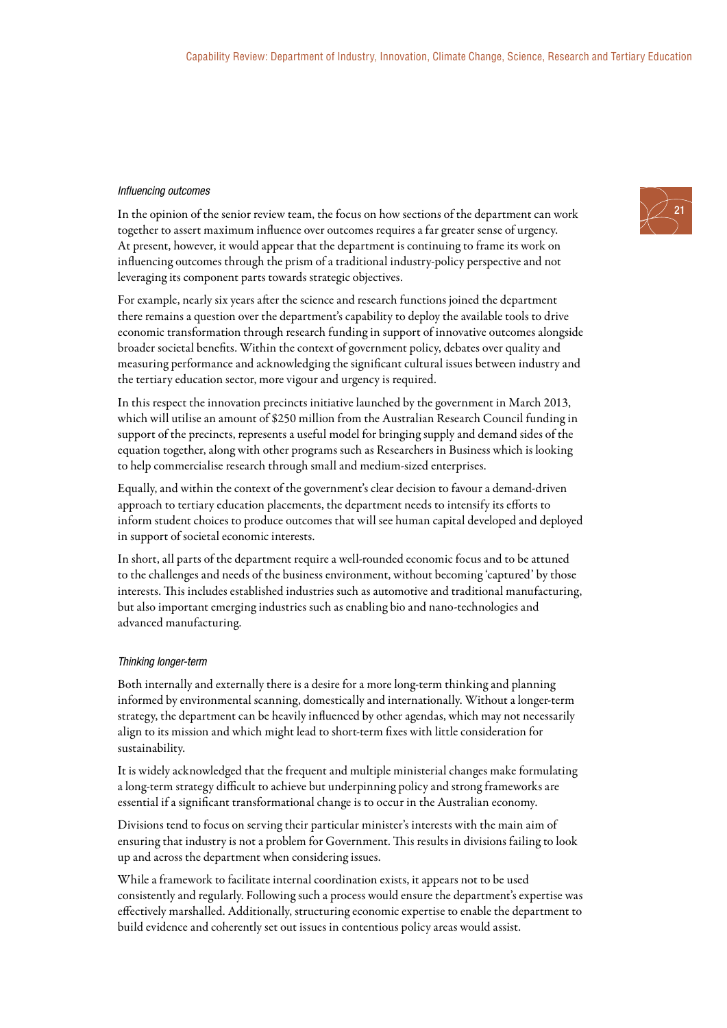*Influencing outcomes*

In the opinion of the senior review team, the focus on how sections of the department can work together to assert maximum influence over outcomes requires a far greater sense of urgency. At present, however, it would appear that the department is continuing to frame its work on influencing outcomes through the prism of a traditional industry-policy perspective and not leveraging its component parts towards strategic objectives.

For example, nearly six years after the science and research functions joined the department there remains a question over the department's capability to deploy the available tools to drive economic transformation through research funding in support of innovative outcomes alongside broader societal benefits. Within the context of government policy, debates over quality and measuring performance and acknowledging the significant cultural issues between industry and the tertiary education sector, more vigour and urgency is required.

In this respect the innovation precincts initiative launched by the government in March 2013, which will utilise an amount of $250 million from the Australian Research Council funding in support of the precincts, represents a useful model for bringing supply and demand sides of the equation together, along with other programs such as Researchers in Business which is looking to help commercialise research through small and medium-sized enterprises.

Equally, and within the context of the government's clear decision to favour a demand-driven approach to tertiary education placements, the department needs to intensify its efforts to inform student choices to produce outcomes that will see human capital developed and deployed in support of societal economic interests.

In short, all parts of the department require a well-rounded economic focus and to be attuned to the challenges and needs of the business environment, without becoming 'captured' by those interests. This includes established industries such as automotive and traditional manufacturing, but also important emerging industries such as enabling bio and nano-technologies and advanced manufacturing.

*Thinking longer-term*

Both internally and externally there is a desire for a more long-term thinking and planning informed by environmental scanning, domestically and internationally. Without a longer-term strategy, the department can be heavily influenced by other agendas, which may not necessarily align to its mission and which might lead to short-term fixes with little consideration for sustainability.

It is widely acknowledged that the frequent and multiple ministerial changes make formulating a long-term strategy difficult to achieve but underpinning policy and strong frameworks are essential if a significant transformational change is to occur in the Australian economy.

Divisions tend to focus on serving their particular minister's interests with the main aim of ensuring that industry is not a problem for Government. This results in divisions failing to look up and across the department when considering issues.

While a framework to facilitate internal coordination exists, it appears not to be used consistently and regularly. Following such a process would ensure the department's expertise was effectively marshalled. Additionally, structuring economic expertise to enable the department to build evidence and coherently set out issues in contentious policy areas would assist.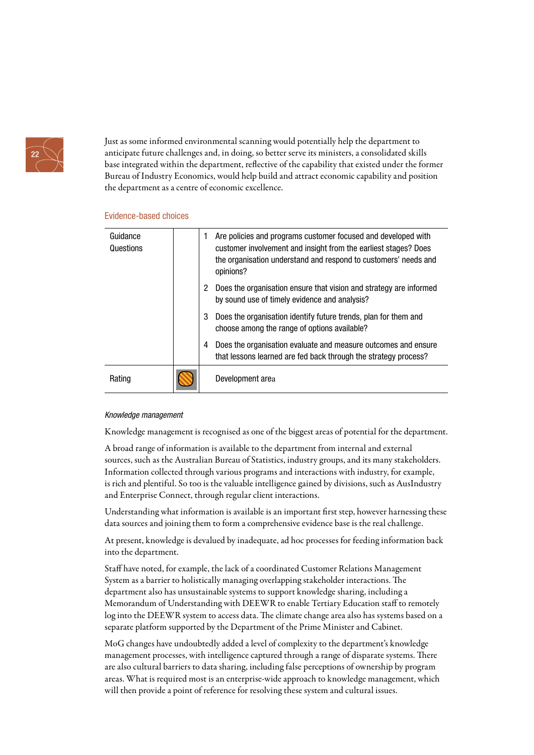Just as some informed environmental scanning would potentially help the department to anticipate future challenges and, in doing, so better serve its ministers, a consolidated skills base integrated within the department, reflective of the capability that existed under the former Bureau of Industry Economics, would help build and attract economic capability and position the department as a centre of economic excellence.

### Evidence-based choices

| Guidance Questions | | |
|---|---|---|
| | | 1 Are policies and programs customer focused and developed with customer involvement and insight from the earliest stages? Does the organisation understand and respond to customers' needs and opinions?<br>2 Does the organisation ensure that vision and strategy are informed by sound use of timely evidence and analysis?<br>3 Does the organisation identify future trends, plan for them and choose among the range of options available?<br>4 Does the organisation evaluate and measure outcomes and ensure that lessons learned are fed back through the strategy process? |
| Rating | | Development area |

*Knowledge management*

Knowledge management is recognised as one of the biggest areas of potential for the department.

A broad range of information is available to the department from internal and external sources, such as the Australian Bureau of Statistics, industry groups, and its many stakeholders. Information collected through various programs and interactions with industry, for example, is rich and plentiful. So too is the valuable intelligence gained by divisions, such as AusIndustry and Enterprise Connect, through regular client interactions.

Understanding what information is available is an important first step, however harnessing these data sources and joining them to form a comprehensive evidence base is the real challenge.

At present, knowledge is devalued by inadequate, ad hoc processes for feeding information back into the department.

Staff have noted, for example, the lack of a coordinated Customer Relations Management System as a barrier to holistically managing overlapping stakeholder interactions. The department also has unsustainable systems to support knowledge sharing, including a Memorandum of Understanding with DEEWR to enable Tertiary Education staff to remotely log into the DEEWR system to access data. The climate change area also has systems based on a separate platform supported by the Department of the Prime Minister and Cabinet.

MoG changes have undoubtedly added a level of complexity to the department's knowledge management processes, with intelligence captured through a range of disparate systems. There are also cultural barriers to data sharing, including false perceptions of ownership by program areas. What is required most is an enterprise-wide approach to knowledge management, which will then provide a point of reference for resolving these system and cultural issues.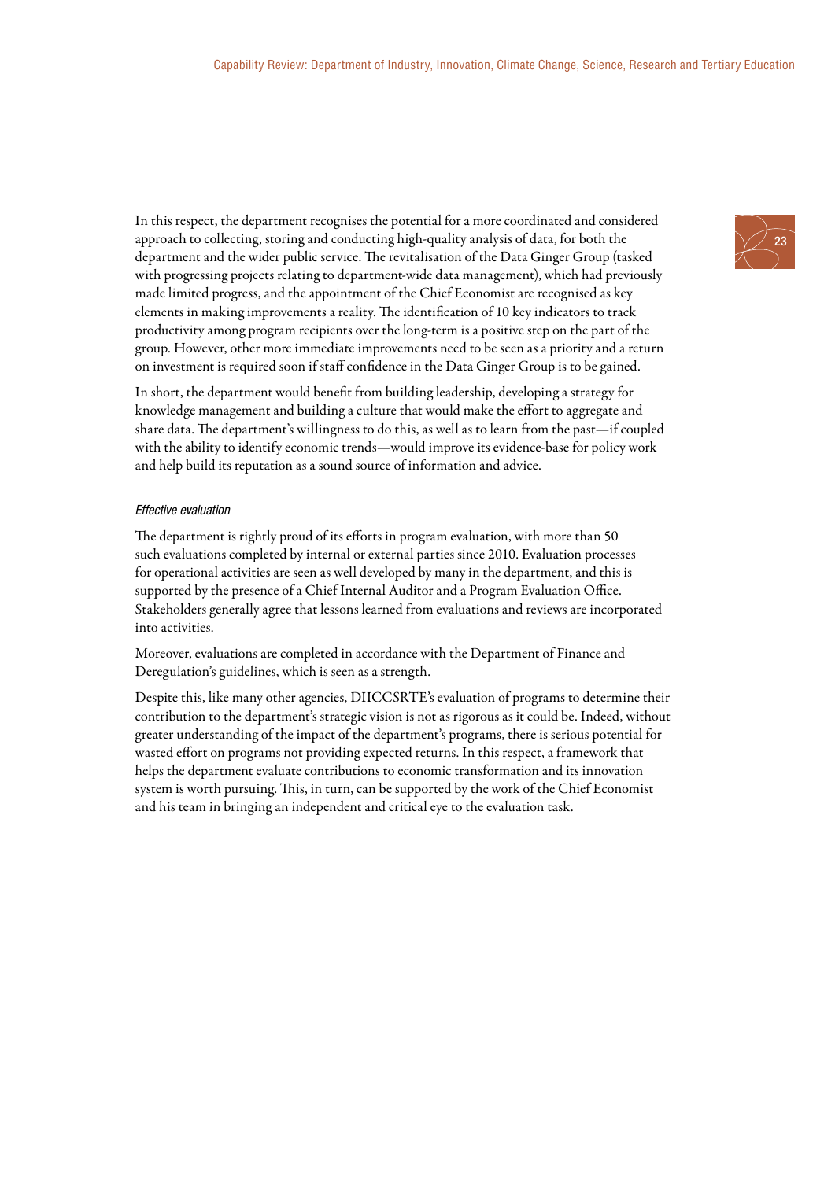In this respect, the department recognises the potential for a more coordinated and considered approach to collecting, storing and conducting high-quality analysis of data, for both the department and the wider public service. The revitalisation of the Data Ginger Group (tasked with progressing projects relating to department-wide data management), which had previously made limited progress, and the appointment of the Chief Economist are recognised as key elements in making improvements a reality. The identification of 10 key indicators to track productivity among program recipients over the long-term is a positive step on the part of the group. However, other more immediate improvements need to be seen as a priority and a return on investment is required soon if staff confidence in the Data Ginger Group is to be gained.

In short, the department would benefit from building leadership, developing a strategy for knowledge management and building a culture that would make the effort to aggregate and share data. The department's willingness to do this, as well as to learn from the past—if coupled with the ability to identify economic trends—would improve its evidence-base for policy work and help build its reputation as a sound source of information and advice.

*Effective evaluation*

The department is rightly proud of its efforts in program evaluation, with more than 50 such evaluations completed by internal or external parties since 2010. Evaluation processes for operational activities are seen as well developed by many in the department, and this is supported by the presence of a Chief Internal Auditor and a Program Evaluation Office. Stakeholders generally agree that lessons learned from evaluations and reviews are incorporated into activities.

Moreover, evaluations are completed in accordance with the Department of Finance and Deregulation's guidelines, which is seen as a strength.

Despite this, like many other agencies, DIICCSRTE's evaluation of programs to determine their contribution to the department's strategic vision is not as rigorous as it could be. Indeed, without greater understanding of the impact of the department's programs, there is serious potential for wasted effort on programs not providing expected returns. In this respect, a framework that helps the department evaluate contributions to economic transformation and its innovation system is worth pursuing. This, in turn, can be supported by the work of the Chief Economist and his team in bringing an independent and critical eye to the evaluation task.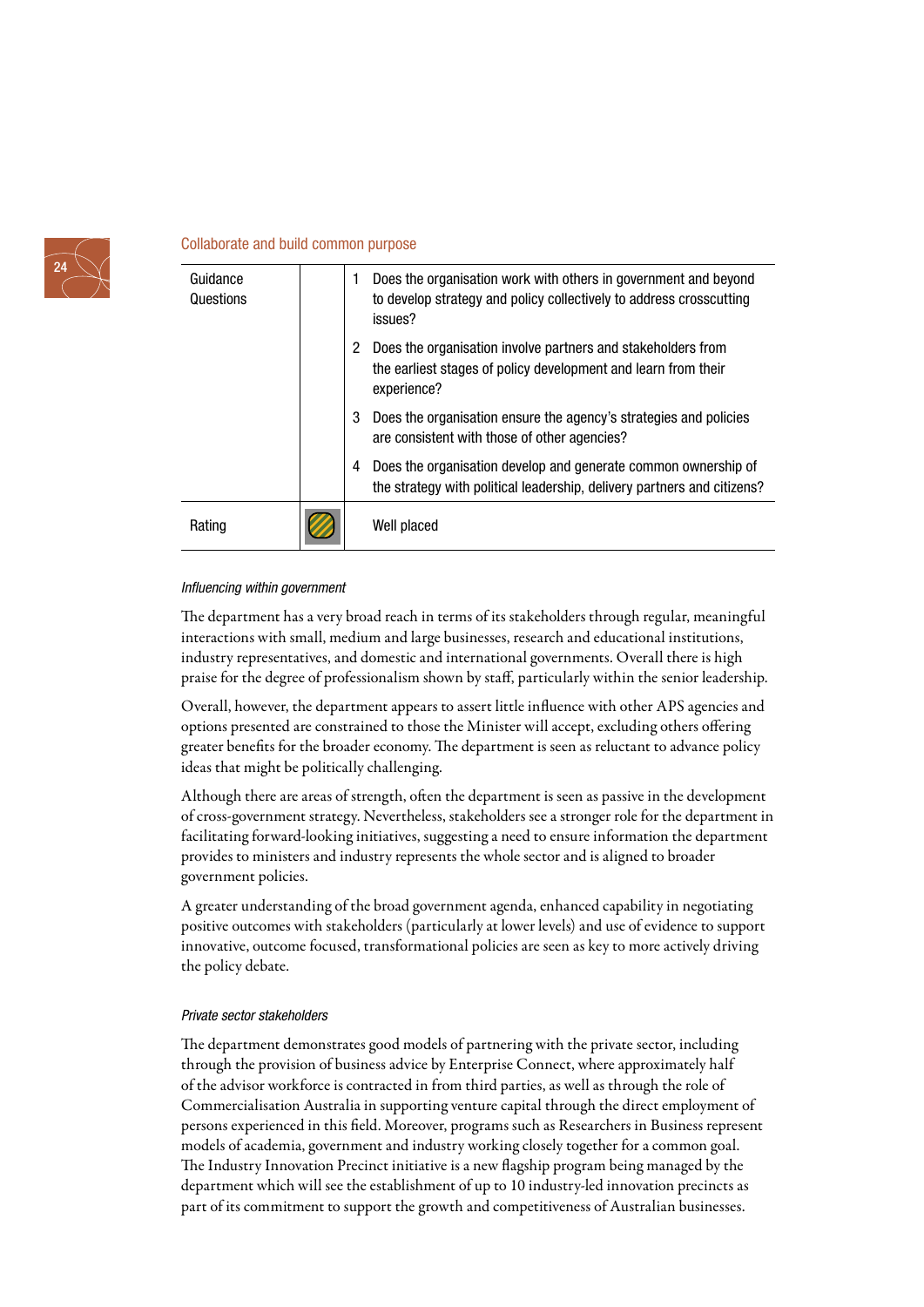## Collaborate and build common purpose

| Guidance Questions | | |
|---|---|---|
| | | 1 Does the organisation work with others in government and beyond to develop strategy and policy collectively to address crosscutting issues? |
| | | 2 Does the organisation involve partners and stakeholders from the earliest stages of policy development and learn from their experience? |
| | | 3 Does the organisation ensure the agency's strategies and policies are consistent with those of other agencies? |
| | | 4 Does the organisation develop and generate common ownership of the strategy with political leadership, delivery partners and citizens? |
| Rating | | Well placed |

*Influencing within government*

The department has a very broad reach in terms of its stakeholders through regular, meaningful interactions with small, medium and large businesses, research and educational institutions, industry representatives, and domestic and international governments. Overall there is high praise for the degree of professionalism shown by staff, particularly within the senior leadership.

Overall, however, the department appears to assert little influence with other APS agencies and options presented are constrained to those the Minister will accept, excluding others offering greater benefits for the broader economy. The department is seen as reluctant to advance policy ideas that might be politically challenging.

Although there are areas of strength, often the department is seen as passive in the development of cross-government strategy. Nevertheless, stakeholders see a stronger role for the department in facilitating forward-looking initiatives, suggesting a need to ensure information the department provides to ministers and industry represents the whole sector and is aligned to broader government policies.

A greater understanding of the broad government agenda, enhanced capability in negotiating positive outcomes with stakeholders (particularly at lower levels) and use of evidence to support innovative, outcome focused, transformational policies are seen as key to more actively driving the policy debate.

*Private sector stakeholders*

The department demonstrates good models of partnering with the private sector, including through the provision of business advice by Enterprise Connect, where approximately half of the advisor workforce is contracted in from third parties, as well as through the role of Commercialisation Australia in supporting venture capital through the direct employment of persons experienced in this field. Moreover, programs such as Researchers in Business represent models of academia, government and industry working closely together for a common goal. The Industry Innovation Precinct initiative is a new flagship program being managed by the department which will see the establishment of up to 10 industry-led innovation precincts as part of its commitment to support the growth and competitiveness of Australian businesses.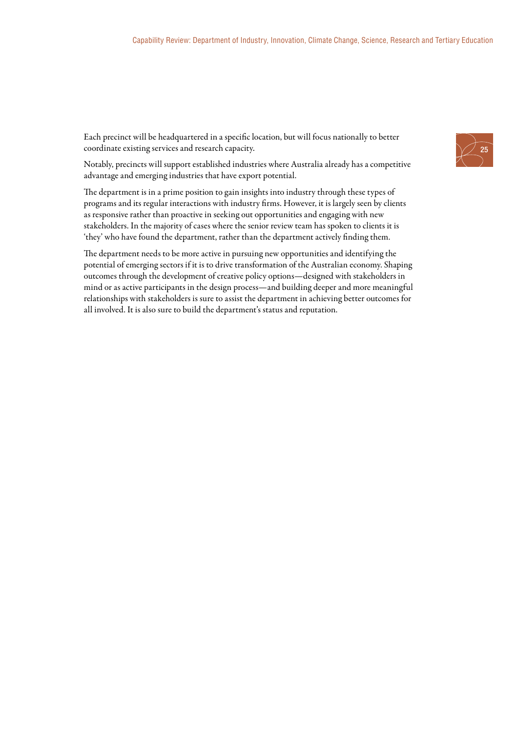Each precinct will be headquartered in a specific location, but will focus nationally to better coordinate existing services and research capacity.

Notably, precincts will support established industries where Australia already has a competitive advantage and emerging industries that have export potential.

The department is in a prime position to gain insights into industry through these types of programs and its regular interactions with industry firms. However, it is largely seen by clients as responsive rather than proactive in seeking out opportunities and engaging with new stakeholders. In the majority of cases where the senior review team has spoken to clients it is 'they' who have found the department, rather than the department actively finding them.

The department needs to be more active in pursuing new opportunities and identifying the potential of emerging sectors if it is to drive transformation of the Australian economy. Shaping outcomes through the development of creative policy options—designed with stakeholders in mind or as active participants in the design process—and building deeper and more meaningful relationships with stakeholders is sure to assist the department in achieving better outcomes for all involved. It is also sure to build the department's status and reputation.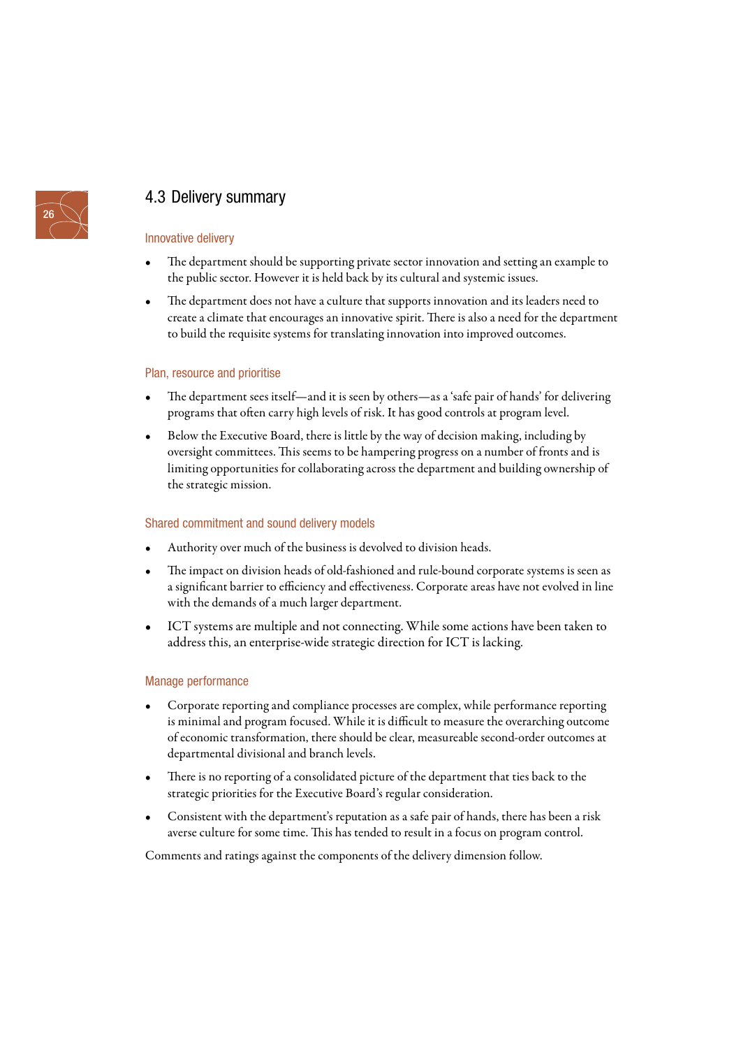## 4.3 Delivery summary

### Innovative delivery

- The department should be supporting private sector innovation and setting an example to the public sector. However it is held back by its cultural and systemic issues.
- The department does not have a culture that supports innovation and its leaders need to create a climate that encourages an innovative spirit. There is also a need for the department to build the requisite systems for translating innovation into improved outcomes.

### Plan, resource and prioritise

- The department sees itself—and it is seen by others—as a 'safe pair of hands' for delivering programs that often carry high levels of risk. It has good controls at program level.
- Below the Executive Board, there is little by the way of decision making, including by oversight committees. This seems to be hampering progress on a number of fronts and is limiting opportunities for collaborating across the department and building ownership of the strategic mission.

### Shared commitment and sound delivery models

- Authority over much of the business is devolved to division heads.
- The impact on division heads of old-fashioned and rule-bound corporate systems is seen as a significant barrier to efficiency and effectiveness. Corporate areas have not evolved in line with the demands of a much larger department.
- ICT systems are multiple and not connecting. While some actions have been taken to address this, an enterprise-wide strategic direction for ICT is lacking.

### Manage performance

- Corporate reporting and compliance processes are complex, while performance reporting is minimal and program focused. While it is difficult to measure the overarching outcome of economic transformation, there should be clear, measureable second-order outcomes at departmental divisional and branch levels.
- There is no reporting of a consolidated picture of the department that ties back to the strategic priorities for the Executive Board's regular consideration.
- Consistent with the department's reputation as a safe pair of hands, there has been a risk averse culture for some time. This has tended to result in a focus on program control.

Comments and ratings against the components of the delivery dimension follow.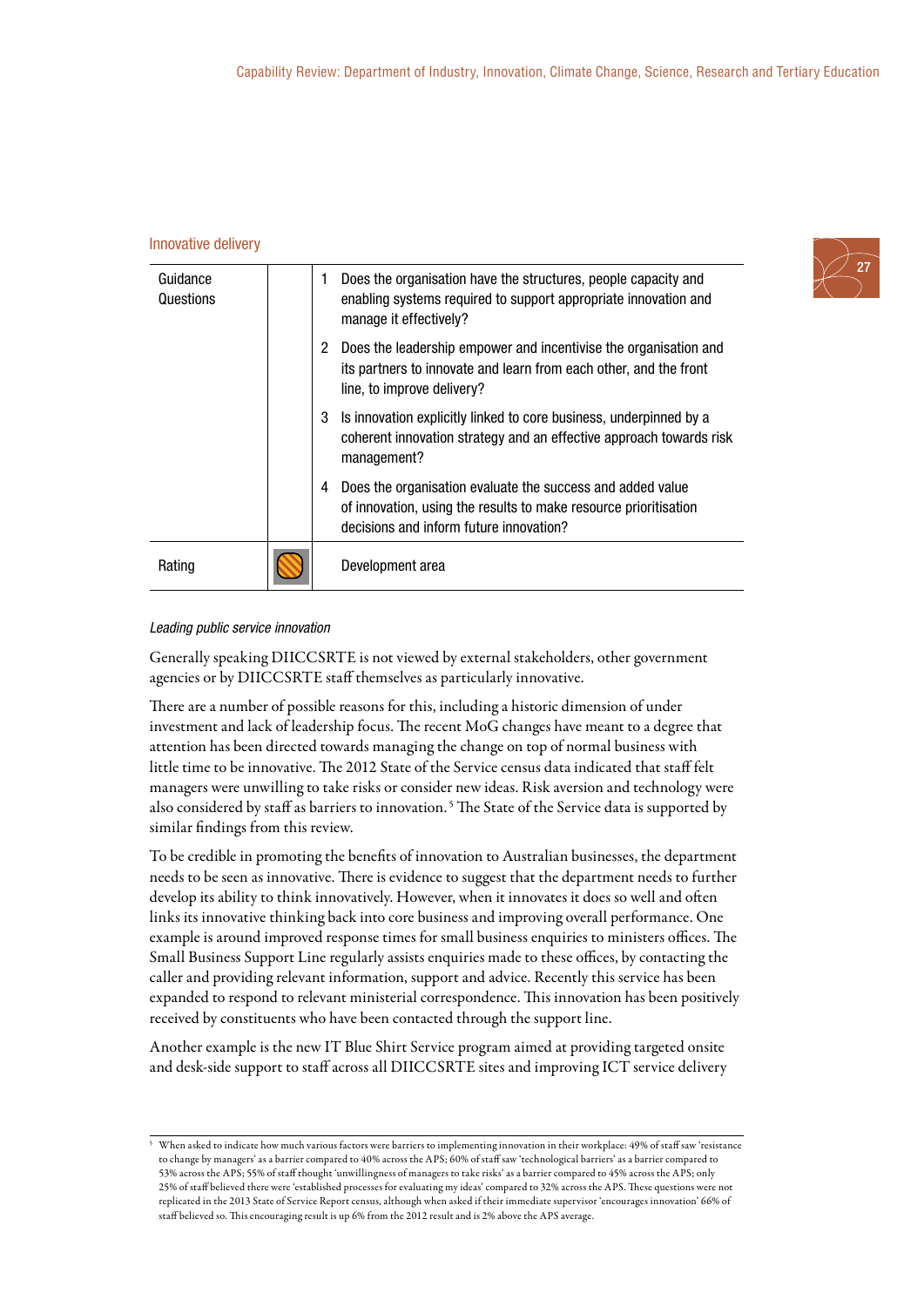## Innovative delivery

| Guidance Questions | | |
|---|---|---|
| | | 1 Does the organisation have the structures, people capacity and enabling systems required to support appropriate innovation and manage it effectively? |
| | | 2 Does the leadership empower and incentivise the organisation and its partners to innovate and learn from each other, and the front line, to improve delivery? |
| | | 3 Is innovation explicitly linked to core business, underpinned by a coherent innovation strategy and an effective approach towards risk management? |
| | | 4 Does the organisation evaluate the success and added value of innovation, using the results to make resource prioritisation decisions and inform future innovation? |
| Rating | | Development area |

*Leading public service innovation*

Generally speaking DIICCSRTE is not viewed by external stakeholders, other government agencies or by DIICCSRTE staff themselves as particularly innovative.

There are a number of possible reasons for this, including a historic dimension of under investment and lack of leadership focus. The recent MoG changes have meant to a degree that attention has been directed towards managing the change on top of normal business with little time to be innovative. The 2012 State of the Service census data indicated that staff felt managers were unwilling to take risks or consider new ideas. Risk aversion and technology were also considered by staff as barriers to innovation. [5] The State of the Service data is supported by similar findings from this review.

To be credible in promoting the benefits of innovation to Australian businesses, the department needs to be seen as innovative. There is evidence to suggest that the department needs to further develop its ability to think innovatively. However, when it innovates it does so well and often links its innovative thinking back into core business and improving overall performance. One example is around improved response times for small business enquiries to ministers offices. The Small Business Support Line regularly assists enquiries made to these offices, by contacting the caller and providing relevant information, support and advice. Recently this service has been expanded to respond to relevant ministerial correspondence. This innovation has been positively received by constituents who have been contacted through the support line.

Another example is the new IT Blue Shirt Service program aimed at providing targeted onsite and desk-side support to staff across all DIICCSRTE sites and improving ICT service delivery

---

[5] When asked to indicate how much various factors were barriers to implementing innovation in their workplace: 49% of staff saw 'resistance to change by managers' as a barrier compared to 40% across the APS; 60% of staff saw 'technological barriers' as a barrier compared to 53% across the APS; 55% of staff thought 'unwillingness of managers to take risks' as a barrier compared to 45% across the APS; only 25% of staff believed there were 'established processes for evaluating my ideas' compared to 32% across the APS. These questions were not replicated in the 2013 State of Service Report census, although when asked if their immediate supervisor 'encourages innovation' 66% of staff believed so. This encouraging result is up 6% from the 2012 result and is 2% above the APS average.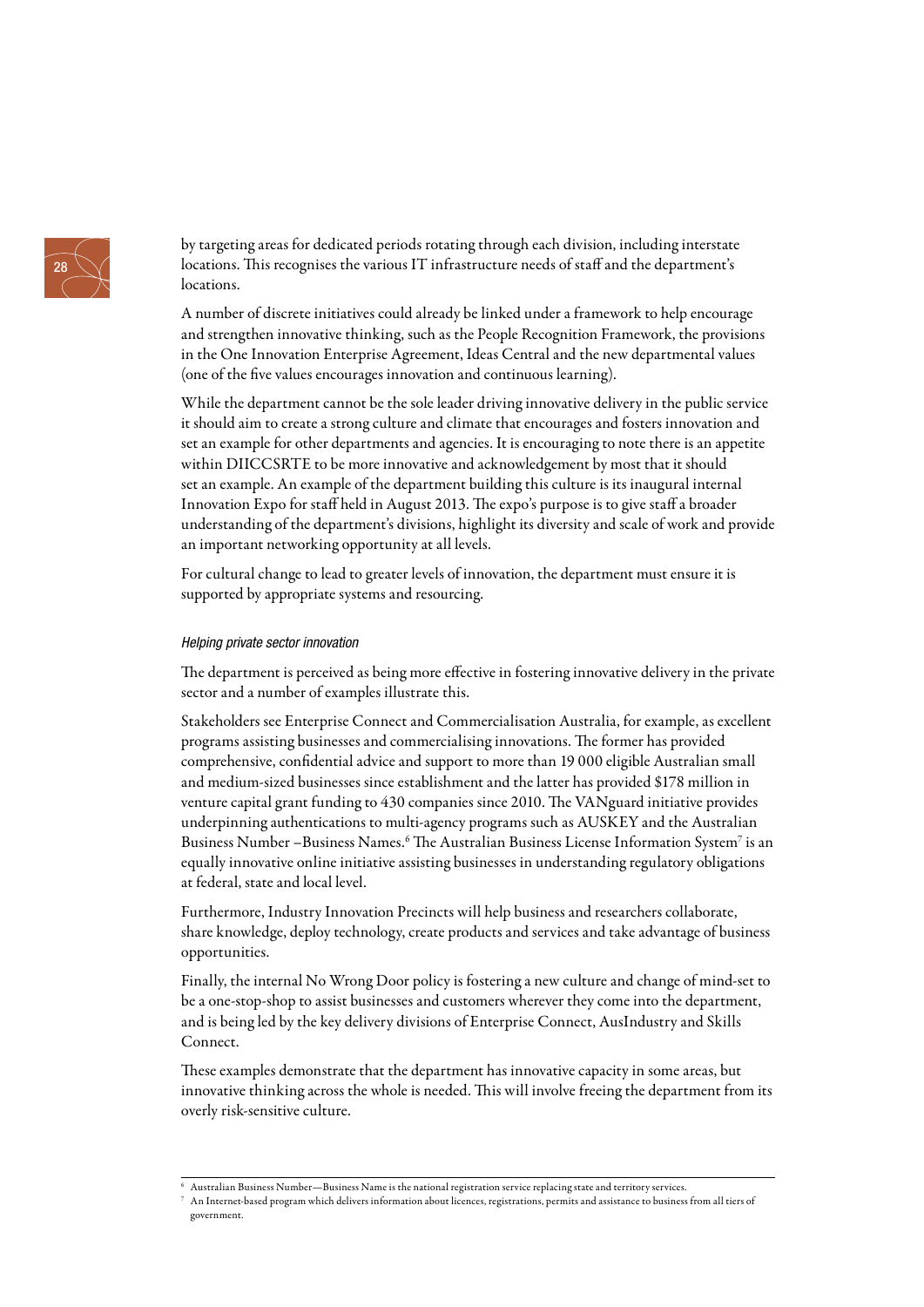by targeting areas for dedicated periods rotating through each division, including interstate locations. This recognises the various IT infrastructure needs of staff and the department's locations.

A number of discrete initiatives could already be linked under a framework to help encourage and strengthen innovative thinking, such as the People Recognition Framework, the provisions in the One Innovation Enterprise Agreement, Ideas Central and the new departmental values (one of the five values encourages innovation and continuous learning).

While the department cannot be the sole leader driving innovative delivery in the public service it should aim to create a strong culture and climate that encourages and fosters innovation and set an example for other departments and agencies. It is encouraging to note there is an appetite within DIICCSRTE to be more innovative and acknowledgement by most that it should set an example. An example of the department building this culture is its inaugural internal Innovation Expo for staff held in August 2013. The expo's purpose is to give staff a broader understanding of the department's divisions, highlight its diversity and scale of work and provide an important networking opportunity at all levels.

For cultural change to lead to greater levels of innovation, the department must ensure it is supported by appropriate systems and resourcing.

#### *Helping private sector innovation*

The department is perceived as being more effective in fostering innovative delivery in the private sector and a number of examples illustrate this.

Stakeholders see Enterprise Connect and Commercialisation Australia, for example, as excellent programs assisting businesses and commercialising innovations. The former has provided comprehensive, confidential advice and support to more than 19 000 eligible Australian small and medium-sized businesses since establishment and the latter has provided $178 million in venture capital grant funding to 430 companies since 2010. The VANguard initiative provides underpinning authentications to multi-agency programs such as AUSKEY and the Australian Business Number –Business Names.[6] The Australian Business License Information System[7] is an equally innovative online initiative assisting businesses in understanding regulatory obligations at federal, state and local level.

Furthermore, Industry Innovation Precincts will help business and researchers collaborate, share knowledge, deploy technology, create products and services and take advantage of business opportunities.

Finally, the internal No Wrong Door policy is fostering a new culture and change of mind-set to be a one-stop-shop to assist businesses and customers wherever they come into the department, and is being led by the key delivery divisions of Enterprise Connect, AusIndustry and Skills Connect.

These examples demonstrate that the department has innovative capacity in some areas, but innovative thinking across the whole is needed. This will involve freeing the department from its overly risk-sensitive culture.

---

[6] Australian Business Number—Business Name is the national registration service replacing state and territory services.

[7] An Internet-based program which delivers information about licences, registrations, permits and assistance to business from all tiers of government.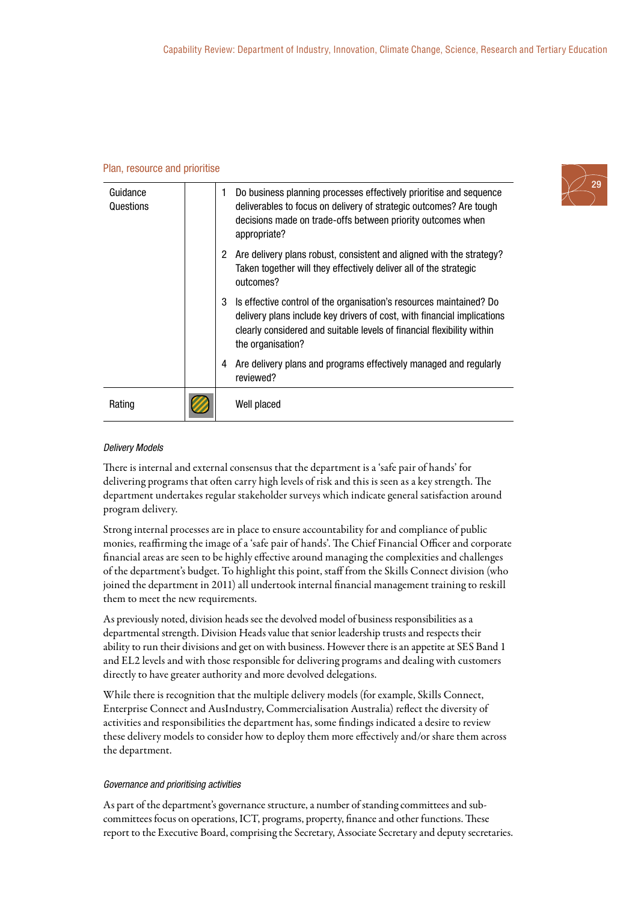## Plan, resource and prioritise

| | | |
|---|---|---|
| Guidance Questions | | 1 Do business planning processes effectively prioritise and sequence deliverables to focus on delivery of strategic outcomes? Are tough decisions made on trade-offs between priority outcomes when appropriate?<br>2 Are delivery plans robust, consistent and aligned with the strategy? Taken together will they effectively deliver all of the strategic outcomes?<br>3 Is effective control of the organisation's resources maintained? Do delivery plans include key drivers of cost, with financial implications clearly considered and suitable levels of financial flexibility within the organisation?<br>4 Are delivery plans and programs effectively managed and regularly reviewed? |
| Rating | | Well placed |

*Delivery Models*

There is internal and external consensus that the department is a 'safe pair of hands' for delivering programs that often carry high levels of risk and this is seen as a key strength. The department undertakes regular stakeholder surveys which indicate general satisfaction around program delivery.

Strong internal processes are in place to ensure accountability for and compliance of public monies, reaffirming the image of a 'safe pair of hands'. The Chief Financial Officer and corporate financial areas are seen to be highly effective around managing the complexities and challenges of the department's budget. To highlight this point, staff from the Skills Connect division (who joined the department in 2011) all undertook internal financial management training to reskill them to meet the new requirements.

As previously noted, division heads see the devolved model of business responsibilities as a departmental strength. Division Heads value that senior leadership trusts and respects their ability to run their divisions and get on with business. However there is an appetite at SES Band 1 and EL2 levels and with those responsible for delivering programs and dealing with customers directly to have greater authority and more devolved delegations.

While there is recognition that the multiple delivery models (for example, Skills Connect, Enterprise Connect and AusIndustry, Commercialisation Australia) reflect the diversity of activities and responsibilities the department has, some findings indicated a desire to review these delivery models to consider how to deploy them more effectively and/or share them across the department.

*Governance and prioritising activities*

As part of the department's governance structure, a number of standing committees and sub-committees focus on operations, ICT, programs, property, finance and other functions. These report to the Executive Board, comprising the Secretary, Associate Secretary and deputy secretaries.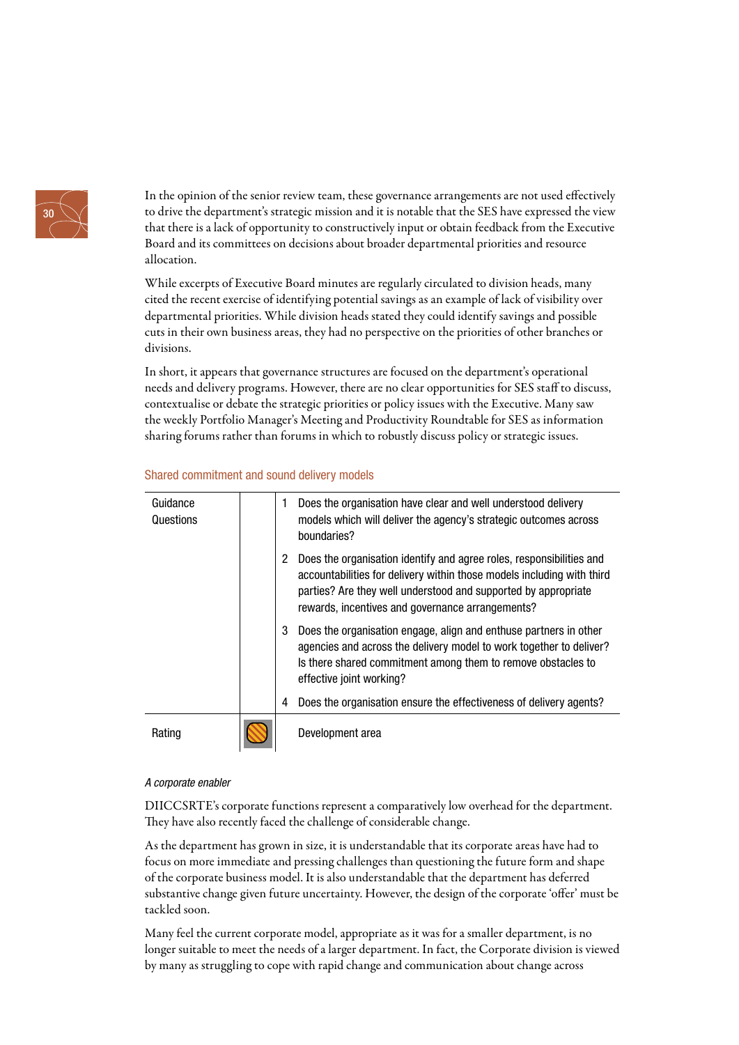In the opinion of the senior review team, these governance arrangements are not used effectively to drive the department's strategic mission and it is notable that the SES have expressed the view that there is a lack of opportunity to constructively input or obtain feedback from the Executive Board and its committees on decisions about broader departmental priorities and resource allocation.

While excerpts of Executive Board minutes are regularly circulated to division heads, many cited the recent exercise of identifying potential savings as an example of lack of visibility over departmental priorities. While division heads stated they could identify savings and possible cuts in their own business areas, they had no perspective on the priorities of other branches or divisions.

In short, it appears that governance structures are focused on the department's operational needs and delivery programs. However, there are no clear opportunities for SES staff to discuss, contextualise or debate the strategic priorities or policy issues with the Executive. Many saw the weekly Portfolio Manager's Meeting and Productivity Roundtable for SES as information sharing forums rather than forums in which to robustly discuss policy or strategic issues.

### Shared commitment and sound delivery models

| | | |
|---|---|---|
| Guidance Questions | | 1 Does the organisation have clear and well understood delivery models which will deliver the agency's strategic outcomes across boundaries? |
| | | 2 Does the organisation identify and agree roles, responsibilities and accountabilities for delivery within those models including with third parties? Are they well understood and supported by appropriate rewards, incentives and governance arrangements? |
| | | 3 Does the organisation engage, align and enthuse partners in other agencies and across the delivery model to work together to deliver? Is there shared commitment among them to remove obstacles to effective joint working? |
| | | 4 Does the organisation ensure the effectiveness of delivery agents? |
| Rating | | Development area |

*A corporate enabler*

DIICCSRTE's corporate functions represent a comparatively low overhead for the department. They have also recently faced the challenge of considerable change.

As the department has grown in size, it is understandable that its corporate areas have had to focus on more immediate and pressing challenges than questioning the future form and shape of the corporate business model. It is also understandable that the department has deferred substantive change given future uncertainty. However, the design of the corporate 'offer' must be tackled soon.

Many feel the current corporate model, appropriate as it was for a smaller department, is no longer suitable to meet the needs of a larger department. In fact, the Corporate division is viewed by many as struggling to cope with rapid change and communication about change across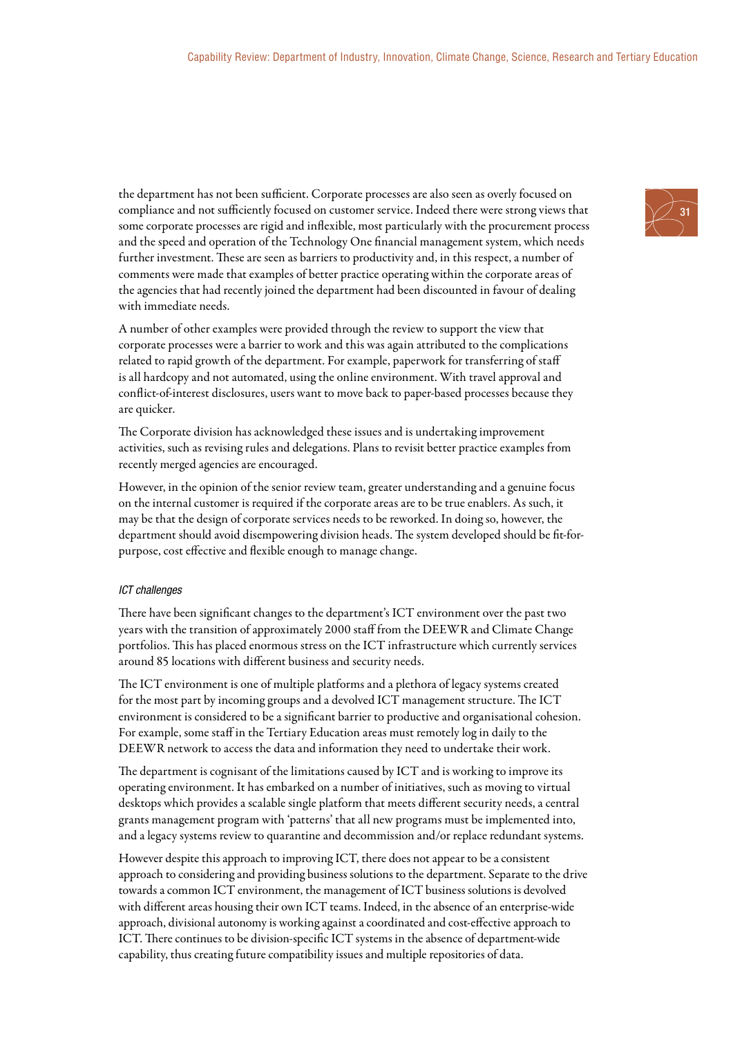the department has not been sufficient. Corporate processes are also seen as overly focused on compliance and not sufficiently focused on customer service. Indeed there were strong views that some corporate processes are rigid and inflexible, most particularly with the procurement process and the speed and operation of the Technology One financial management system, which needs further investment. These are seen as barriers to productivity and, in this respect, a number of comments were made that examples of better practice operating within the corporate areas of the agencies that had recently joined the department had been discounted in favour of dealing with immediate needs.

A number of other examples were provided through the review to support the view that corporate processes were a barrier to work and this was again attributed to the complications related to rapid growth of the department. For example, paperwork for transferring of staff is all hardcopy and not automated, using the online environment. With travel approval and conflict-of-interest disclosures, users want to move back to paper-based processes because they are quicker.

The Corporate division has acknowledged these issues and is undertaking improvement activities, such as revising rules and delegations. Plans to revisit better practice examples from recently merged agencies are encouraged.

However, in the opinion of the senior review team, greater understanding and a genuine focus on the internal customer is required if the corporate areas are to be true enablers. As such, it may be that the design of corporate services needs to be reworked. In doing so, however, the department should avoid disempowering division heads. The system developed should be fit-for-purpose, cost effective and flexible enough to manage change.

*ICT challenges*

There have been significant changes to the department's ICT environment over the past two years with the transition of approximately 2000 staff from the DEEWR and Climate Change portfolios. This has placed enormous stress on the ICT infrastructure which currently services around 85 locations with different business and security needs.

The ICT environment is one of multiple platforms and a plethora of legacy systems created for the most part by incoming groups and a devolved ICT management structure. The ICT environment is considered to be a significant barrier to productive and organisational cohesion. For example, some staff in the Tertiary Education areas must remotely log in daily to the DEEWR network to access the data and information they need to undertake their work.

The department is cognisant of the limitations caused by ICT and is working to improve its operating environment. It has embarked on a number of initiatives, such as moving to virtual desktops which provides a scalable single platform that meets different security needs, a central grants management program with 'patterns' that all new programs must be implemented into, and a legacy systems review to quarantine and decommission and/or replace redundant systems.

However despite this approach to improving ICT, there does not appear to be a consistent approach to considering and providing business solutions to the department. Separate to the drive towards a common ICT environment, the management of ICT business solutions is devolved with different areas housing their own ICT teams. Indeed, in the absence of an enterprise-wide approach, divisional autonomy is working against a coordinated and cost-effective approach to ICT. There continues to be division-specific ICT systems in the absence of department-wide capability, thus creating future compatibility issues and multiple repositories of data.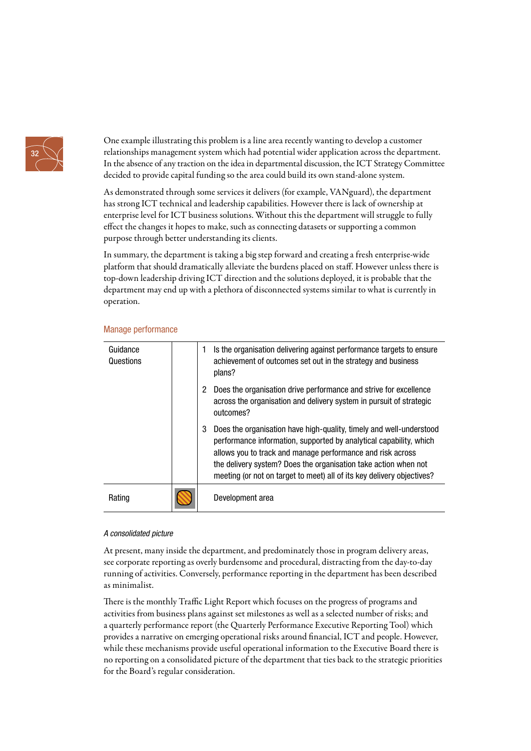One example illustrating this problem is a line area recently wanting to develop a customer relationships management system which had potential wider application across the department. In the absence of any traction on the idea in departmental discussion, the ICT Strategy Committee decided to provide capital funding so the area could build its own stand-alone system.

As demonstrated through some services it delivers (for example, VANguard), the department has strong ICT technical and leadership capabilities. However there is lack of ownership at enterprise level for ICT business solutions. Without this the department will struggle to fully effect the changes it hopes to make, such as connecting datasets or supporting a common purpose through better understanding its clients.

In summary, the department is taking a big step forward and creating a fresh enterprise-wide platform that should dramatically alleviate the burdens placed on staff. However unless there is top-down leadership driving ICT direction and the solutions deployed, it is probable that the department may end up with a plethora of disconnected systems similar to what is currently in operation.

### Manage performance

| | | |
|---|---|---|
| Guidance Questions | | 1 Is the organisation delivering against performance targets to ensure achievement of outcomes set out in the strategy and business plans?<br><br>2 Does the organisation drive performance and strive for excellence across the organisation and delivery system in pursuit of strategic outcomes?<br><br>3 Does the organisation have high-quality, timely and well-understood performance information, supported by analytical capability, which allows you to track and manage performance and risk across the delivery system? Does the organisation take action when not meeting (or not on target to meet) all of its key delivery objectives? |
| Rating | | Development area |

*A consolidated picture*

At present, many inside the department, and predominately those in program delivery areas, see corporate reporting as overly burdensome and procedural, distracting from the day-to-day running of activities. Conversely, performance reporting in the department has been described as minimalist.

There is the monthly Traffic Light Report which focuses on the progress of programs and activities from business plans against set milestones as well as a selected number of risks; and a quarterly performance report (the Quarterly Performance Executive Reporting Tool) which provides a narrative on emerging operational risks around financial, ICT and people. However, while these mechanisms provide useful operational information to the Executive Board there is no reporting on a consolidated picture of the department that ties back to the strategic priorities for the Board's regular consideration.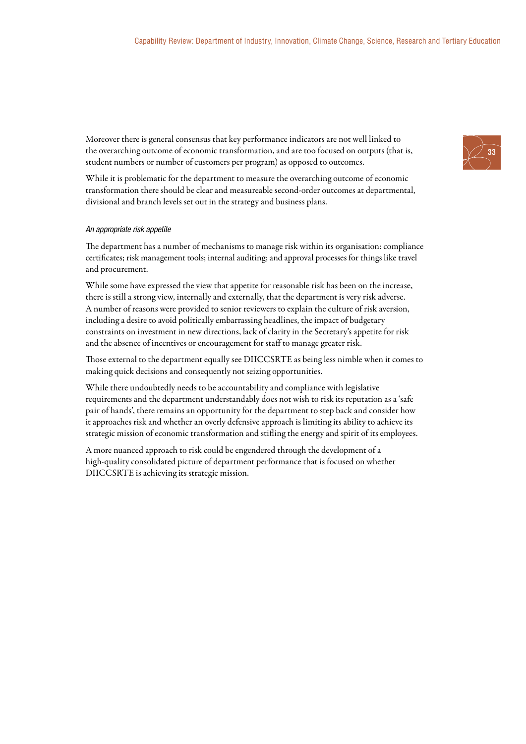Moreover there is general consensus that key performance indicators are not well linked to the overarching outcome of economic transformation, and are too focused on outputs (that is, student numbers or number of customers per program) as opposed to outcomes.

While it is problematic for the department to measure the overarching outcome of economic transformation there should be clear and measureable second-order outcomes at departmental, divisional and branch levels set out in the strategy and business plans.

*An appropriate risk appetite*

The department has a number of mechanisms to manage risk within its organisation: compliance certificates; risk management tools; internal auditing; and approval processes for things like travel and procurement.

While some have expressed the view that appetite for reasonable risk has been on the increase, there is still a strong view, internally and externally, that the department is very risk adverse. A number of reasons were provided to senior reviewers to explain the culture of risk aversion, including a desire to avoid politically embarrassing headlines, the impact of budgetary constraints on investment in new directions, lack of clarity in the Secretary's appetite for risk and the absence of incentives or encouragement for staff to manage greater risk.

Those external to the department equally see DIICCSRTE as being less nimble when it comes to making quick decisions and consequently not seizing opportunities.

While there undoubtedly needs to be accountability and compliance with legislative requirements and the department understandably does not wish to risk its reputation as a 'safe pair of hands', there remains an opportunity for the department to step back and consider how it approaches risk and whether an overly defensive approach is limiting its ability to achieve its strategic mission of economic transformation and stifling the energy and spirit of its employees.

A more nuanced approach to risk could be engendered through the development of a high-quality consolidated picture of department performance that is focused on whether DIICCSRTE is achieving its strategic mission.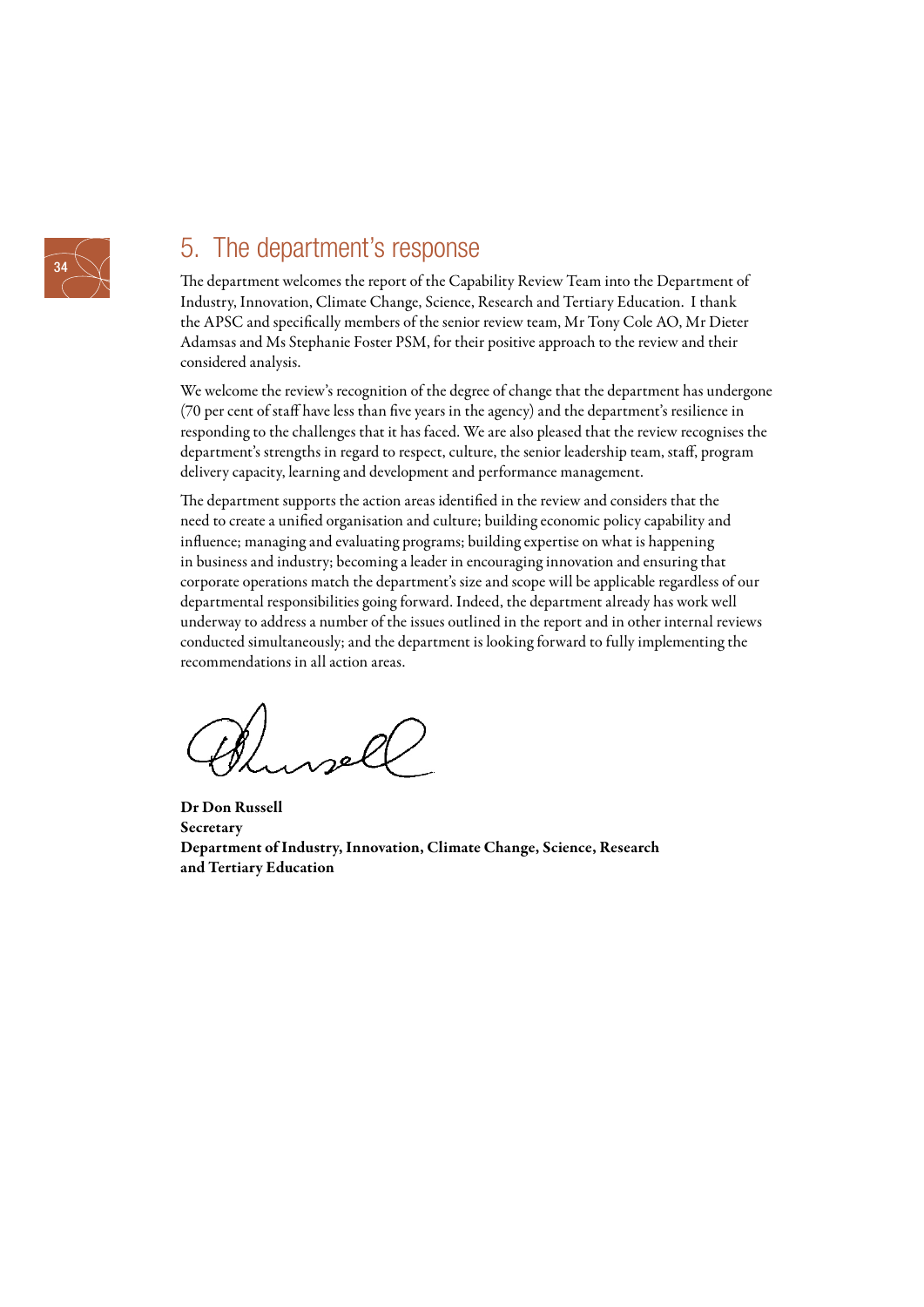## 5. The department's response

The department welcomes the report of the Capability Review Team into the Department of Industry, Innovation, Climate Change, Science, Research and Tertiary Education. I thank the APSC and specifically members of the senior review team, Mr Tony Cole AO, Mr Dieter Adamsas and Ms Stephanie Foster PSM, for their positive approach to the review and their considered analysis.

We welcome the review's recognition of the degree of change that the department has undergone (70 per cent of staff have less than five years in the agency) and the department's resilience in responding to the challenges that it has faced. We are also pleased that the review recognises the department's strengths in regard to respect, culture, the senior leadership team, staff, program delivery capacity, learning and development and performance management.

The department supports the action areas identified in the review and considers that the need to create a unified organisation and culture; building economic policy capability and influence; managing and evaluating programs; building expertise on what is happening in business and industry; becoming a leader in encouraging innovation and ensuring that corporate operations match the department's size and scope will be applicable regardless of our departmental responsibilities going forward. Indeed, the department already has work well underway to address a number of the issues outlined in the report and in other internal reviews conducted simultaneously; and the department is looking forward to fully implementing the recommendations in all action areas.

**Dr Don Russell**
**Secretary**
**Department of Industry, Innovation, Climate Change, Science, Research and Tertiary Education**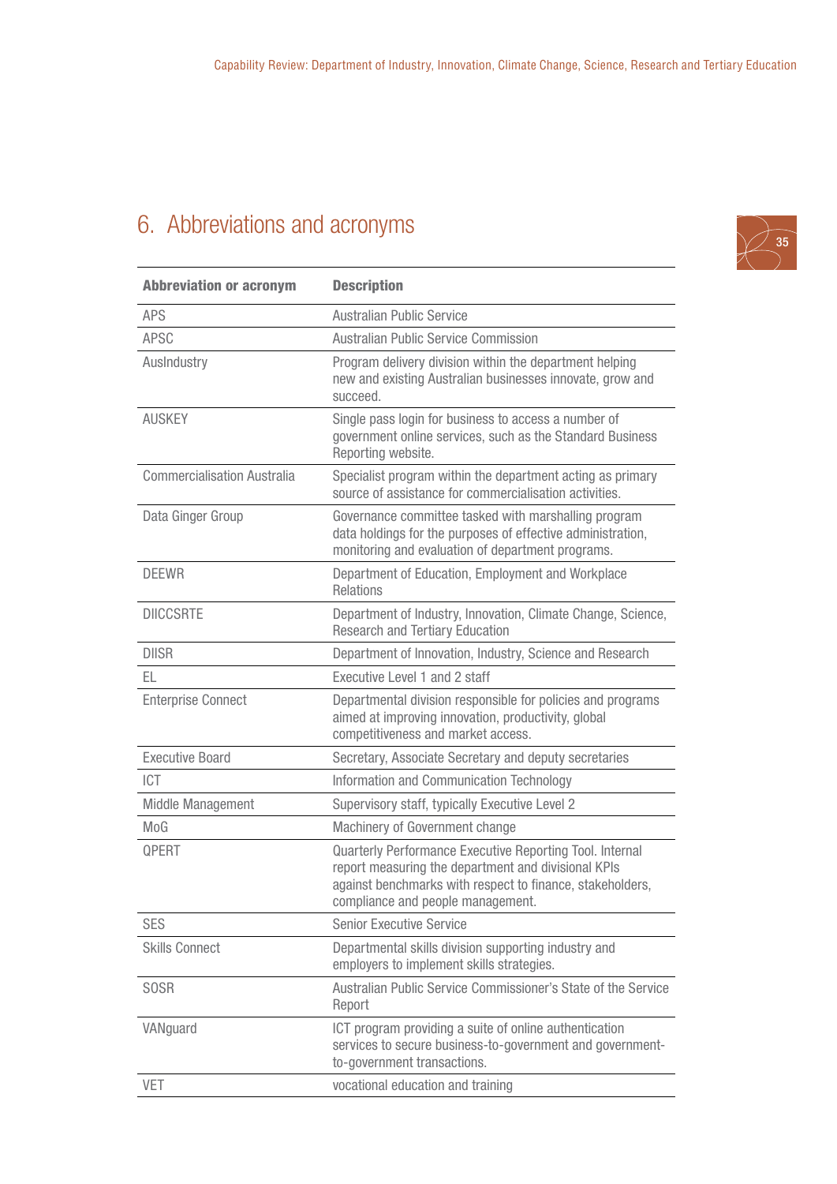# 6. Abbreviations and acronyms

| Abbreviation or acronym | Description |
|---|---|
| APS | Australian Public Service |
| APSC | Australian Public Service Commission |
| AusIndustry | Program delivery division within the department helping new and existing Australian businesses innovate, grow and succeed. |
| AUSKEY | Single pass login for business to access a number of government online services, such as the Standard Business Reporting website. |
| Commercialisation Australia | Specialist program within the department acting as primary source of assistance for commercialisation activities. |
| Data Ginger Group | Governance committee tasked with marshalling program data holdings for the purposes of effective administration, monitoring and evaluation of department programs. |
| DEEWR | Department of Education, Employment and Workplace Relations |
| DIICCSRTE | Department of Industry, Innovation, Climate Change, Science, Research and Tertiary Education |
| DIISR | Department of Innovation, Industry, Science and Research |
| EL | Executive Level 1 and 2 staff |
| Enterprise Connect | Departmental division responsible for policies and programs aimed at improving innovation, productivity, global competitiveness and market access. |
| Executive Board | Secretary, Associate Secretary and deputy secretaries |
| ICT | Information and Communication Technology |
| Middle Management | Supervisory staff, typically Executive Level 2 |
| MoG | Machinery of Government change |
| QPERT | Quarterly Performance Executive Reporting Tool. Internal report measuring the department and divisional KPIs against benchmarks with respect to finance, stakeholders, compliance and people management. |
| SES | Senior Executive Service |
| Skills Connect | Departmental skills division supporting industry and employers to implement skills strategies. |
| SOSR | Australian Public Service Commissioner's State of the Service Report |
| VANguard | ICT program providing a suite of online authentication services to secure business-to-government and government-to-government transactions. |
| VET | vocational education and training |